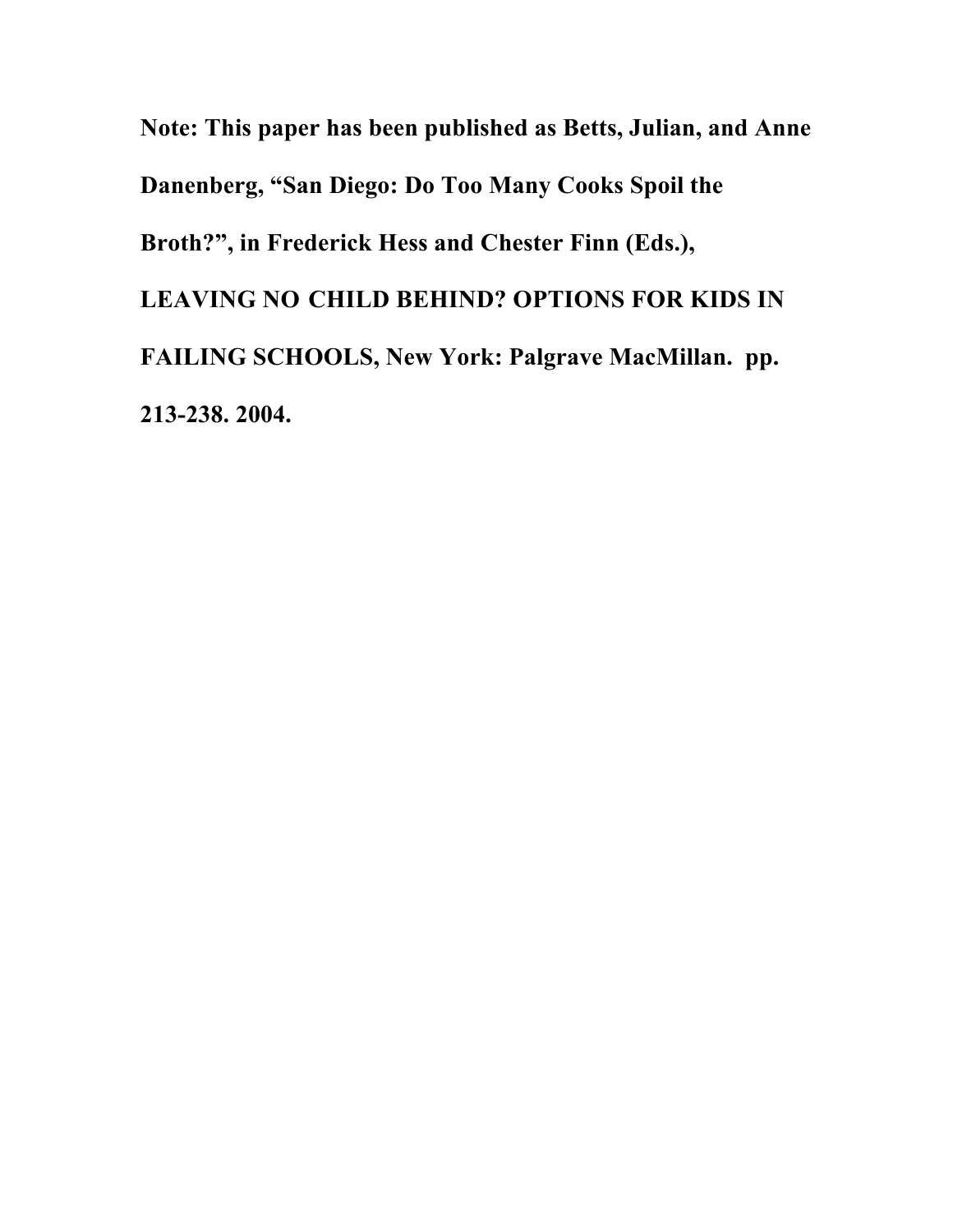**Note: This paper has been published as Betts, Julian, and Anne Danenberg, "San Diego: Do Too Many Cooks Spoil the Broth?", in Frederick Hess and Chester Finn (Eds.), LEAVING NO CHILD BEHIND? OPTIONS FOR KIDS IN FAILING SCHOOLS, New York: Palgrave MacMillan. pp. 213-238. 2004.**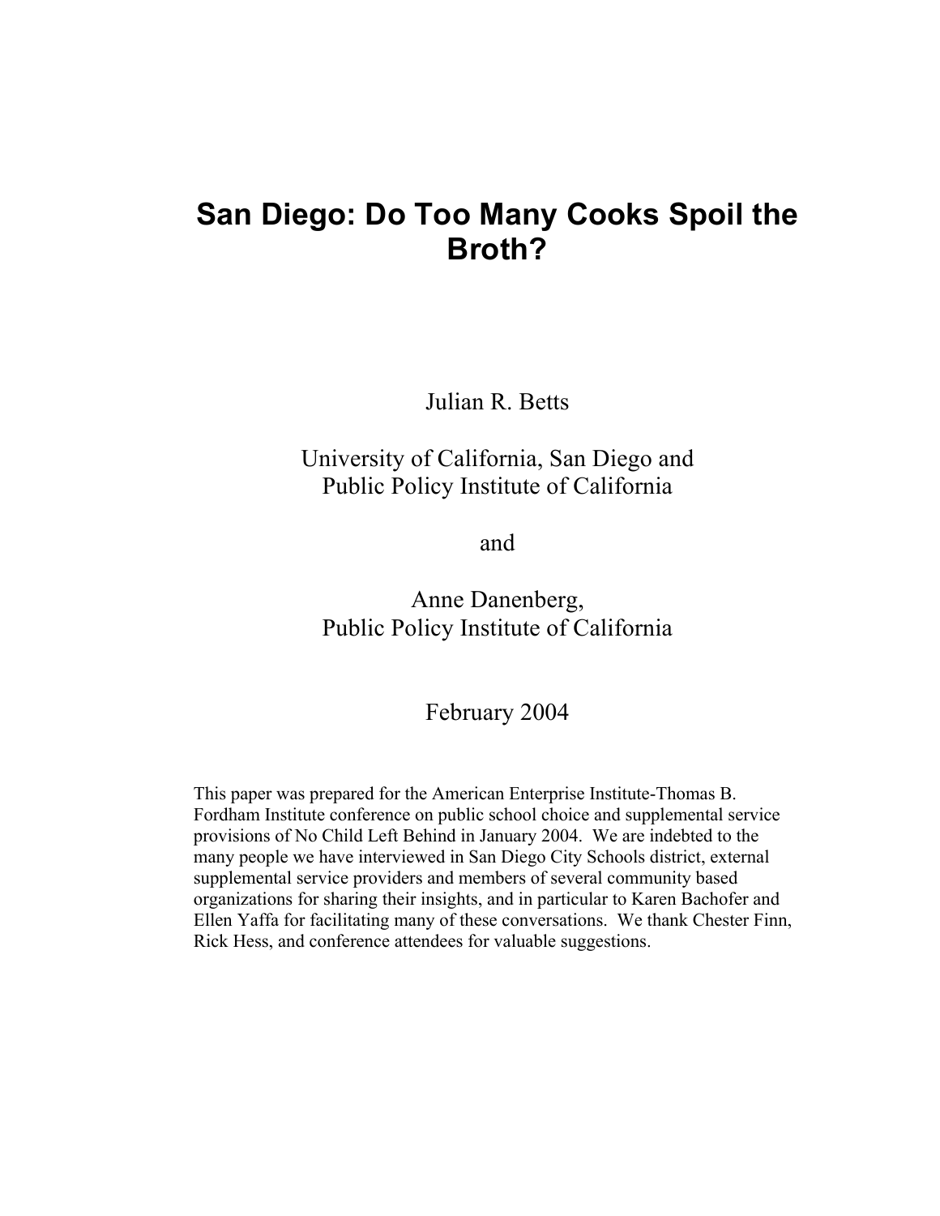# San Diego: Do Too Many Cooks Spoil the Broth?

Julian R. Betts

University of California, San Diego and
Public Policy Institute of California

and

Anne Danenberg,
Public Policy Institute of California

February 2004

This paper was prepared for the American Enterprise Institute-Thomas B. Fordham Institute conference on public school choice and supplemental service provisions of No Child Left Behind in January 2004. We are indebted to the many people we have interviewed in San Diego City Schools district, external supplemental service providers and members of several community based organizations for sharing their insights, and in particular to Karen Bachofer and Ellen Yaffa for facilitating many of these conversations. We thank Chester Finn, Rick Hess, and conference attendees for valuable suggestions.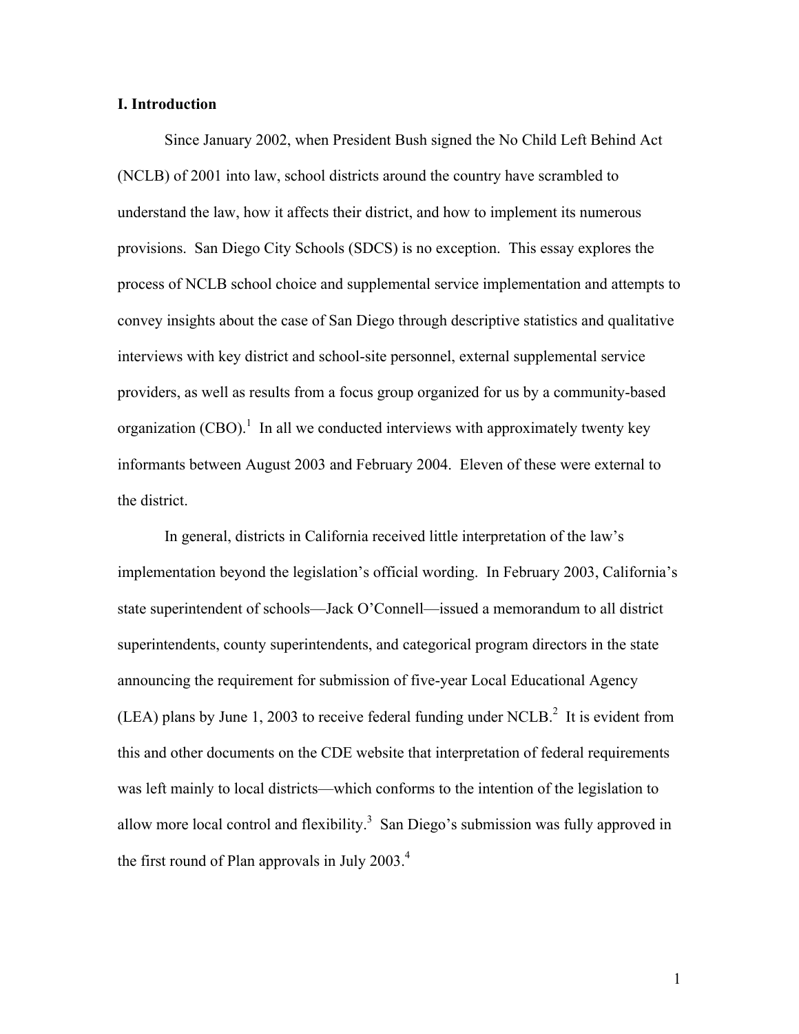**I. Introduction**

Since January 2002, when President Bush signed the No Child Left Behind Act (NCLB) of 2001 into law, school districts around the country have scrambled to understand the law, how it affects their district, and how to implement its numerous provisions. San Diego City Schools (SDCS) is no exception. This essay explores the process of NCLB school choice and supplemental service implementation and attempts to convey insights about the case of San Diego through descriptive statistics and qualitative interviews with key district and school-site personnel, external supplemental service providers, as well as results from a focus group organized for us by a community-based organization (CBO).[1] In all we conducted interviews with approximately twenty key informants between August 2003 and February 2004. Eleven of these were external to the district.

In general, districts in California received little interpretation of the law's implementation beyond the legislation's official wording. In February 2003, California's state superintendent of schools—Jack O'Connell—issued a memorandum to all district superintendents, county superintendents, and categorical program directors in the state announcing the requirement for submission of five-year Local Educational Agency (LEA) plans by June 1, 2003 to receive federal funding under NCLB.[2] It is evident from this and other documents on the CDE website that interpretation of federal requirements was left mainly to local districts—which conforms to the intention of the legislation to allow more local control and flexibility.[3] San Diego's submission was fully approved in the first round of Plan approvals in July 2003.[4]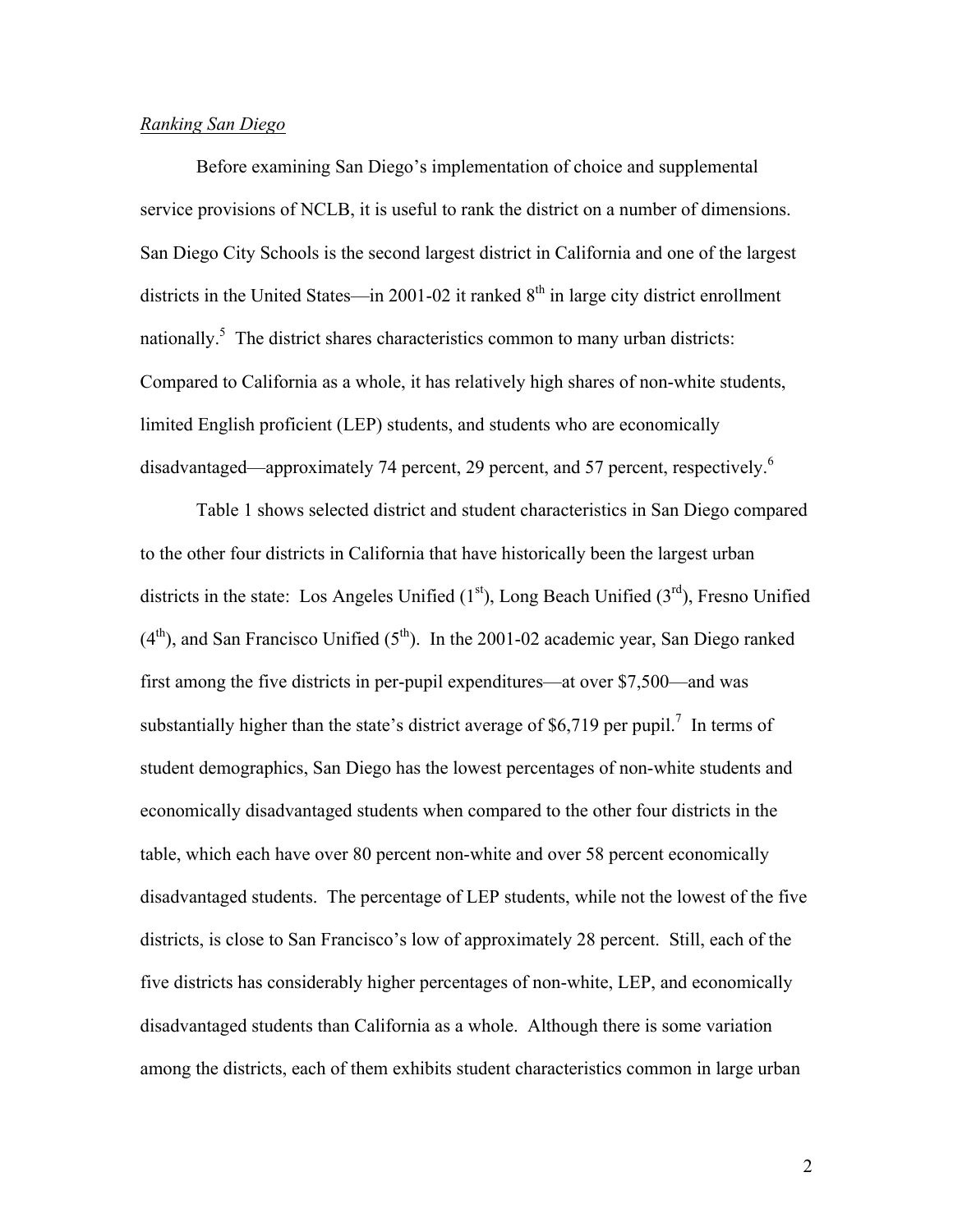*Ranking San Diego*

Before examining San Diego's implementation of choice and supplemental service provisions of NCLB, it is useful to rank the district on a number of dimensions. San Diego City Schools is the second largest district in California and one of the largest districts in the United States—in 2001-02 it ranked 8th in large city district enrollment nationally.[5] The district shares characteristics common to many urban districts: Compared to California as a whole, it has relatively high shares of non-white students, limited English proficient (LEP) students, and students who are economically disadvantaged—approximately 74 percent, 29 percent, and 57 percent, respectively.[6]

Table 1 shows selected district and student characteristics in San Diego compared to the other four districts in California that have historically been the largest urban districts in the state: Los Angeles Unified (1st), Long Beach Unified (3rd), Fresno Unified (4th), and San Francisco Unified (5th). In the 2001-02 academic year, San Diego ranked first among the five districts in per-pupil expenditures—at over $7,500—and was substantially higher than the state's district average of $6,719 per pupil.[7] In terms of student demographics, San Diego has the lowest percentages of non-white students and economically disadvantaged students when compared to the other four districts in the table, which each have over 80 percent non-white and over 58 percent economically disadvantaged students. The percentage of LEP students, while not the lowest of the five districts, is close to San Francisco's low of approximately 28 percent. Still, each of the five districts has considerably higher percentages of non-white, LEP, and economically disadvantaged students than California as a whole. Although there is some variation among the districts, each of them exhibits student characteristics common in large urban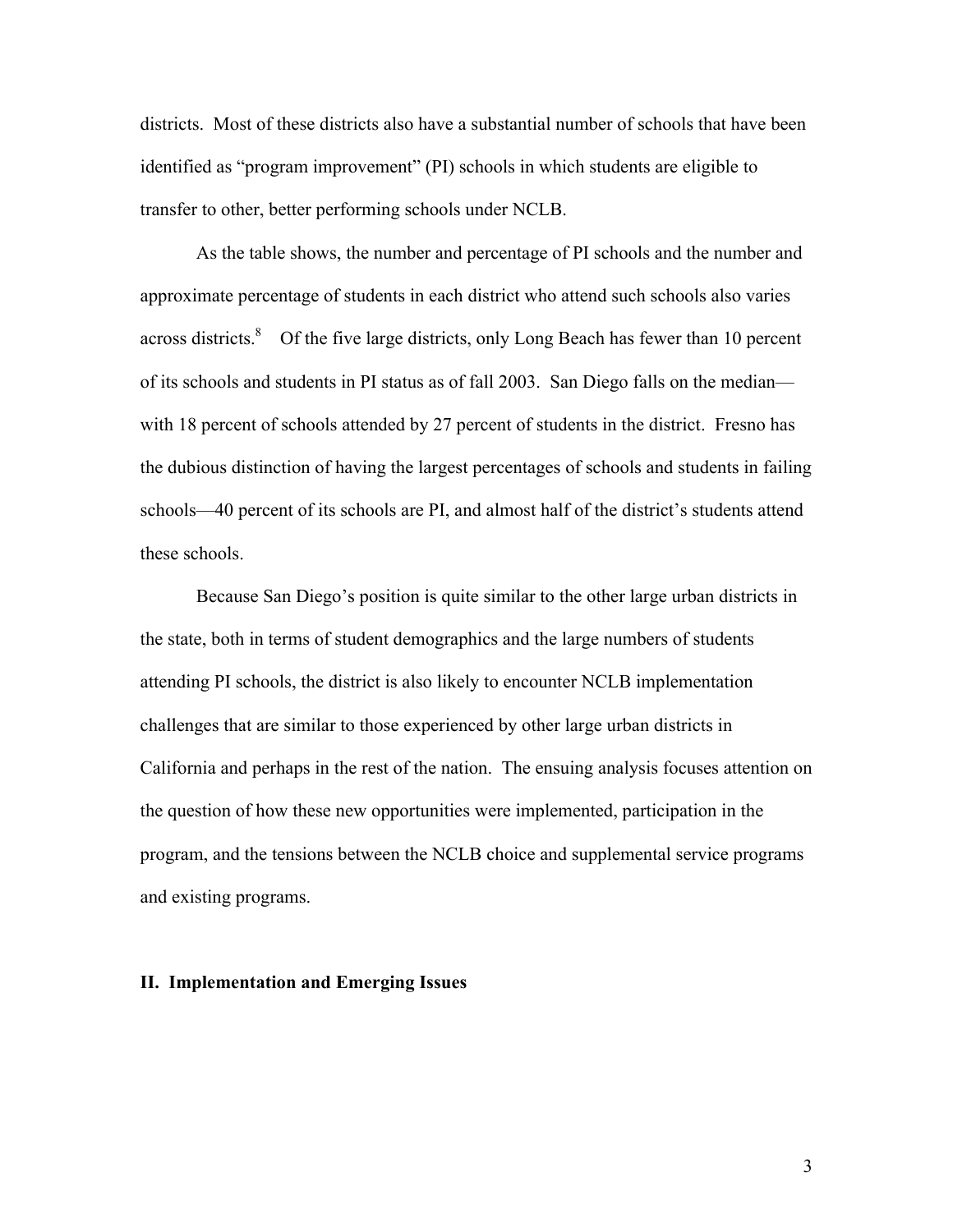districts. Most of these districts also have a substantial number of schools that have been identified as "program improvement" (PI) schools in which students are eligible to transfer to other, better performing schools under NCLB.

As the table shows, the number and percentage of PI schools and the number and approximate percentage of students in each district who attend such schools also varies across districts.[8] Of the five large districts, only Long Beach has fewer than 10 percent of its schools and students in PI status as of fall 2003. San Diego falls on the median—with 18 percent of schools attended by 27 percent of students in the district. Fresno has the dubious distinction of having the largest percentages of schools and students in failing schools—40 percent of its schools are PI, and almost half of the district's students attend these schools.

Because San Diego's position is quite similar to the other large urban districts in the state, both in terms of student demographics and the large numbers of students attending PI schools, the district is also likely to encounter NCLB implementation challenges that are similar to those experienced by other large urban districts in California and perhaps in the rest of the nation. The ensuing analysis focuses attention on the question of how these new opportunities were implemented, participation in the program, and the tensions between the NCLB choice and supplemental service programs and existing programs.

## II. Implementation and Emerging Issues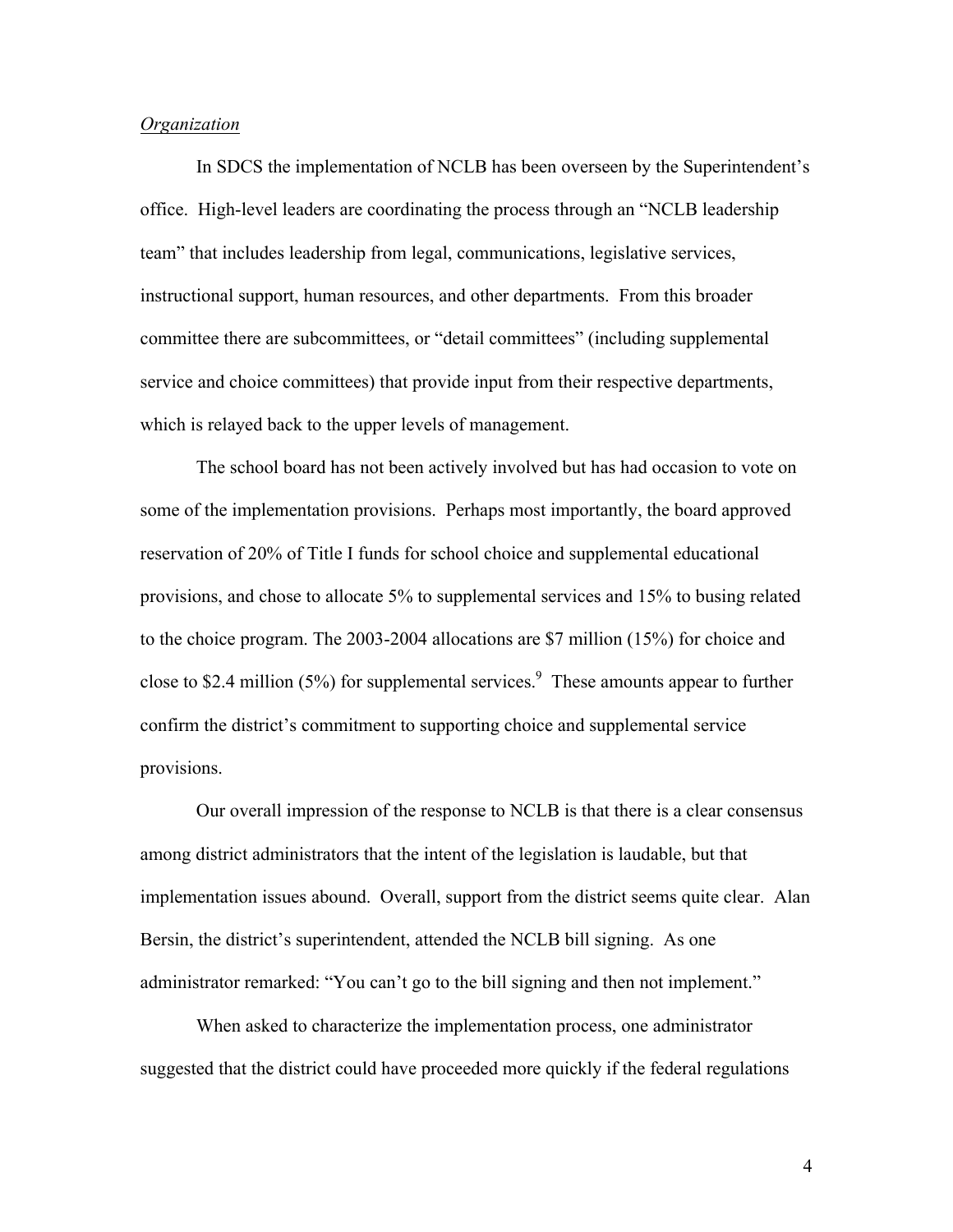*Organization*

In SDCS the implementation of NCLB has been overseen by the Superintendent's office. High-level leaders are coordinating the process through an "NCLB leadership team" that includes leadership from legal, communications, legislative services, instructional support, human resources, and other departments. From this broader committee there are subcommittees, or "detail committees" (including supplemental service and choice committees) that provide input from their respective departments, which is relayed back to the upper levels of management.

The school board has not been actively involved but has had occasion to vote on some of the implementation provisions. Perhaps most importantly, the board approved reservation of 20% of Title I funds for school choice and supplemental educational provisions, and chose to allocate 5% to supplemental services and 15% to busing related to the choice program. The 2003-2004 allocations are \$7 million (15%) for choice and close to \$2.4 million (5%) for supplemental services.[9] These amounts appear to further confirm the district's commitment to supporting choice and supplemental service provisions.

Our overall impression of the response to NCLB is that there is a clear consensus among district administrators that the intent of the legislation is laudable, but that implementation issues abound. Overall, support from the district seems quite clear. Alan Bersin, the district's superintendent, attended the NCLB bill signing. As one administrator remarked: "You can't go to the bill signing and then not implement."

When asked to characterize the implementation process, one administrator suggested that the district could have proceeded more quickly if the federal regulations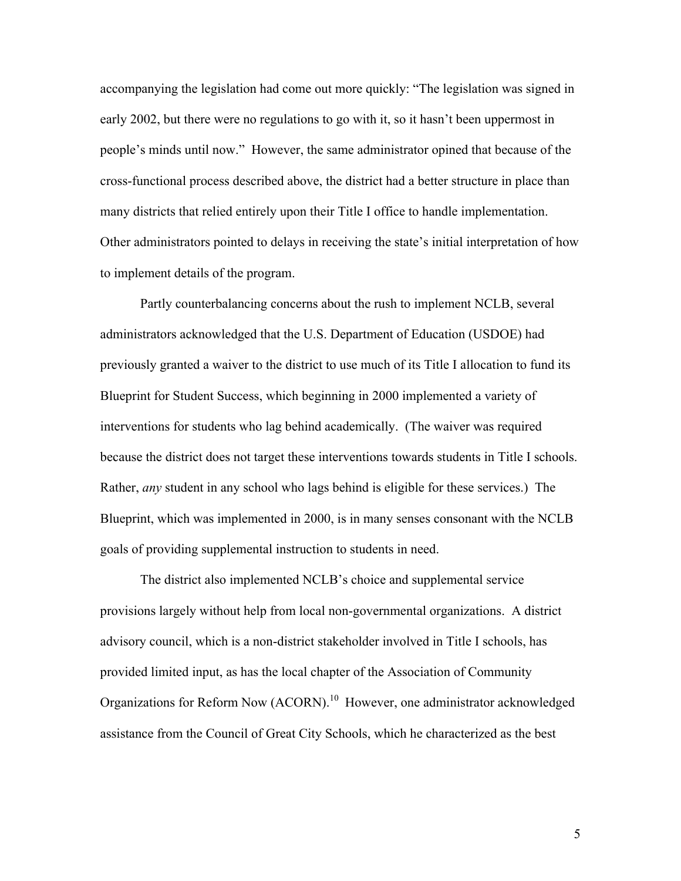accompanying the legislation had come out more quickly: "The legislation was signed in early 2002, but there were no regulations to go with it, so it hasn't been uppermost in people's minds until now." However, the same administrator opined that because of the cross-functional process described above, the district had a better structure in place than many districts that relied entirely upon their Title I office to handle implementation. Other administrators pointed to delays in receiving the state's initial interpretation of how to implement details of the program.

Partly counterbalancing concerns about the rush to implement NCLB, several administrators acknowledged that the U.S. Department of Education (USDOE) had previously granted a waiver to the district to use much of its Title I allocation to fund its Blueprint for Student Success, which beginning in 2000 implemented a variety of interventions for students who lag behind academically. (The waiver was required because the district does not target these interventions towards students in Title I schools. Rather, *any* student in any school who lags behind is eligible for these services.) The Blueprint, which was implemented in 2000, is in many senses consonant with the NCLB goals of providing supplemental instruction to students in need.

The district also implemented NCLB's choice and supplemental service provisions largely without help from local non-governmental organizations. A district advisory council, which is a non-district stakeholder involved in Title I schools, has provided limited input, as has the local chapter of the Association of Community Organizations for Reform Now (ACORN).[10] However, one administrator acknowledged assistance from the Council of Great City Schools, which he characterized as the best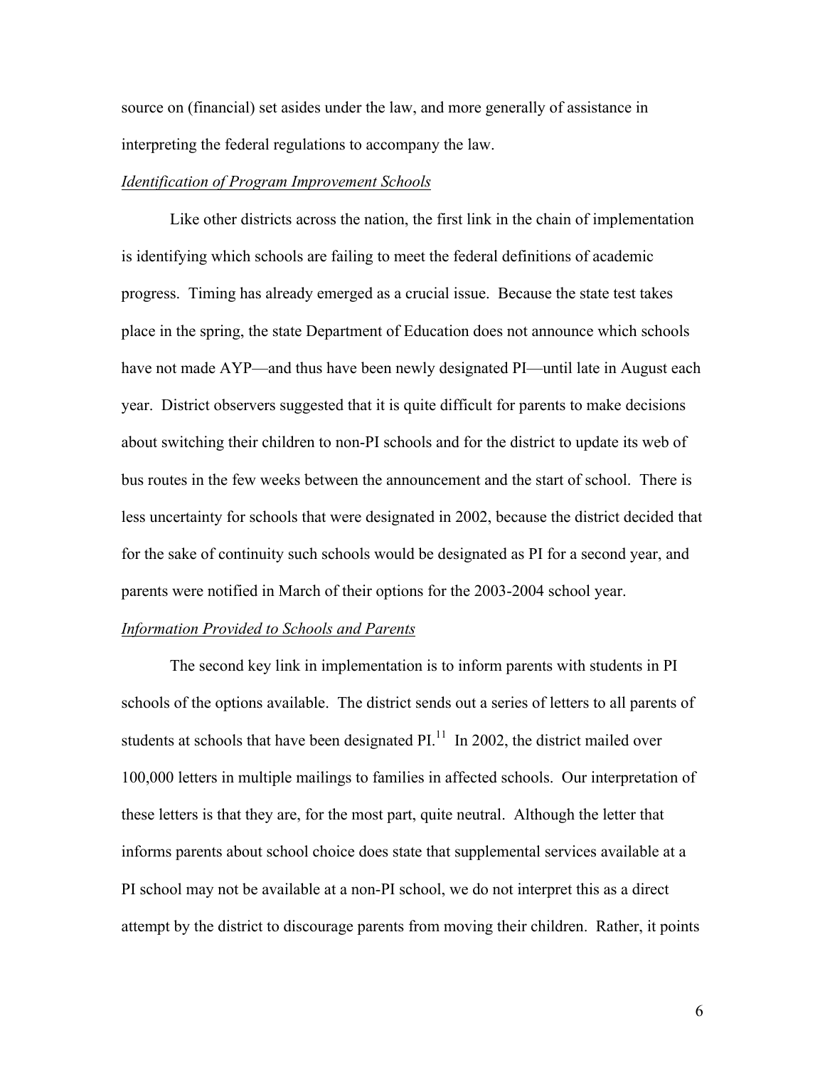source on (financial) set asides under the law, and more generally of assistance in interpreting the federal regulations to accompany the law.

*Identification of Program Improvement Schools*

Like other districts across the nation, the first link in the chain of implementation is identifying which schools are failing to meet the federal definitions of academic progress. Timing has already emerged as a crucial issue. Because the state test takes place in the spring, the state Department of Education does not announce which schools have not made AYP—and thus have been newly designated PI—until late in August each year. District observers suggested that it is quite difficult for parents to make decisions about switching their children to non-PI schools and for the district to update its web of bus routes in the few weeks between the announcement and the start of school. There is less uncertainty for schools that were designated in 2002, because the district decided that for the sake of continuity such schools would be designated as PI for a second year, and parents were notified in March of their options for the 2003-2004 school year.

*Information Provided to Schools and Parents*

The second key link in implementation is to inform parents with students in PI schools of the options available. The district sends out a series of letters to all parents of students at schools that have been designated PI.[11] In 2002, the district mailed over 100,000 letters in multiple mailings to families in affected schools. Our interpretation of these letters is that they are, for the most part, quite neutral. Although the letter that informs parents about school choice does state that supplemental services available at a PI school may not be available at a non-PI school, we do not interpret this as a direct attempt by the district to discourage parents from moving their children. Rather, it points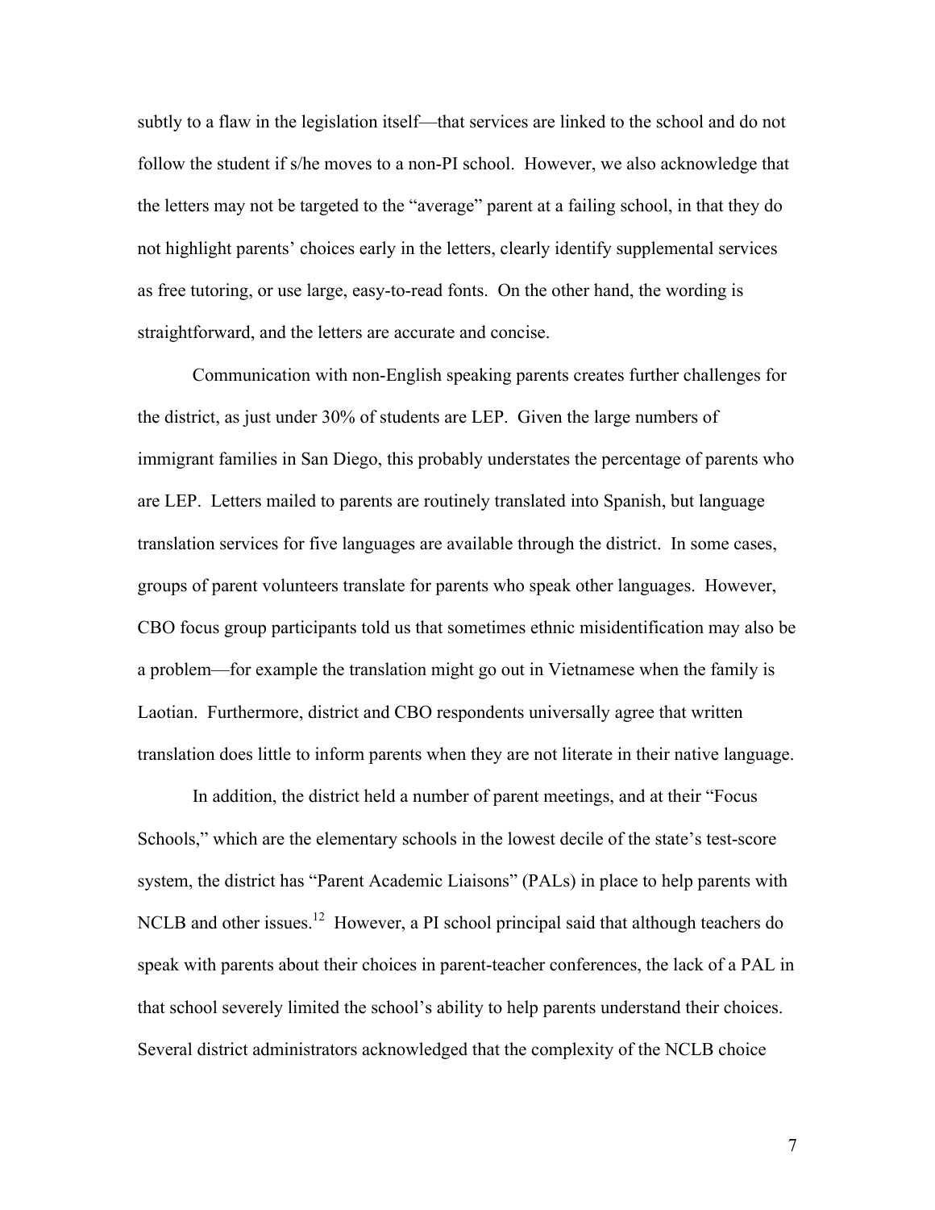subtly to a flaw in the legislation itself—that services are linked to the school and do not follow the student if s/he moves to a non-PI school. However, we also acknowledge that the letters may not be targeted to the "average" parent at a failing school, in that they do not highlight parents' choices early in the letters, clearly identify supplemental services as free tutoring, or use large, easy-to-read fonts. On the other hand, the wording is straightforward, and the letters are accurate and concise.

Communication with non-English speaking parents creates further challenges for the district, as just under 30% of students are LEP. Given the large numbers of immigrant families in San Diego, this probably understates the percentage of parents who are LEP. Letters mailed to parents are routinely translated into Spanish, but language translation services for five languages are available through the district. In some cases, groups of parent volunteers translate for parents who speak other languages. However, CBO focus group participants told us that sometimes ethnic misidentification may also be a problem—for example the translation might go out in Vietnamese when the family is Laotian. Furthermore, district and CBO respondents universally agree that written translation does little to inform parents when they are not literate in their native language.

In addition, the district held a number of parent meetings, and at their "Focus Schools," which are the elementary schools in the lowest decile of the state's test-score system, the district has "Parent Academic Liaisons" (PALs) in place to help parents with NCLB and other issues.[12] However, a PI school principal said that although teachers do speak with parents about their choices in parent-teacher conferences, the lack of a PAL in that school severely limited the school's ability to help parents understand their choices. Several district administrators acknowledged that the complexity of the NCLB choice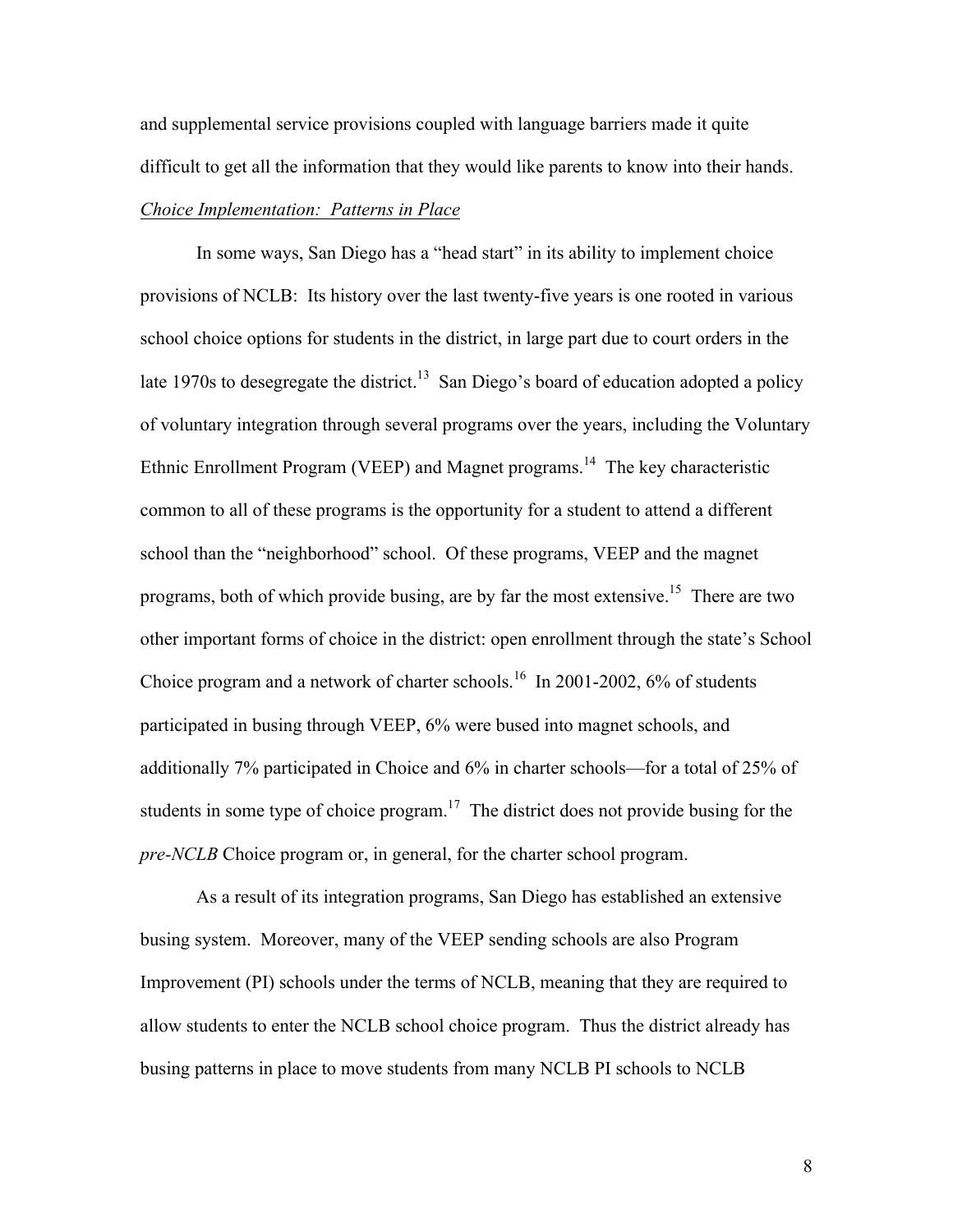and supplemental service provisions coupled with language barriers made it quite difficult to get all the information that they would like parents to know into their hands.

*Choice Implementation: Patterns in Place*

In some ways, San Diego has a "head start" in its ability to implement choice provisions of NCLB: Its history over the last twenty-five years is one rooted in various school choice options for students in the district, in large part due to court orders in the late 1970s to desegregate the district.[13] San Diego's board of education adopted a policy of voluntary integration through several programs over the years, including the Voluntary Ethnic Enrollment Program (VEEP) and Magnet programs.[14] The key characteristic common to all of these programs is the opportunity for a student to attend a different school than the "neighborhood" school. Of these programs, VEEP and the magnet programs, both of which provide busing, are by far the most extensive.[15] There are two other important forms of choice in the district: open enrollment through the state's School Choice program and a network of charter schools.[16] In 2001-2002, 6% of students participated in busing through VEEP, 6% were bused into magnet schools, and additionally 7% participated in Choice and 6% in charter schools—for a total of 25% of students in some type of choice program.[17] The district does not provide busing for the *pre-NCLB* Choice program or, in general, for the charter school program.

As a result of its integration programs, San Diego has established an extensive busing system. Moreover, many of the VEEP sending schools are also Program Improvement (PI) schools under the terms of NCLB, meaning that they are required to allow students to enter the NCLB school choice program. Thus the district already has busing patterns in place to move students from many NCLB PI schools to NCLB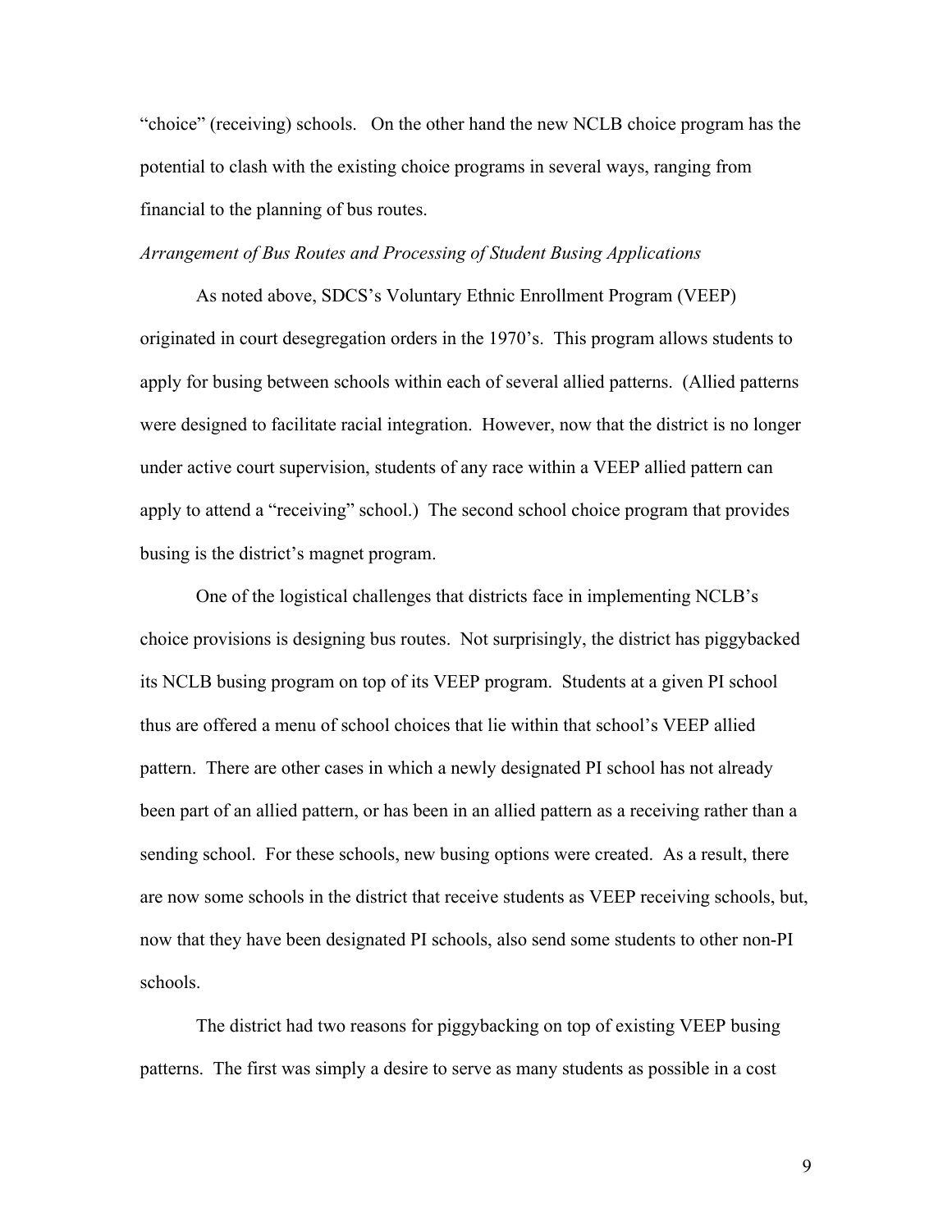"choice" (receiving) schools. On the other hand the new NCLB choice program has the potential to clash with the existing choice programs in several ways, ranging from financial to the planning of bus routes.

*Arrangement of Bus Routes and Processing of Student Busing Applications*

As noted above, SDCS's Voluntary Ethnic Enrollment Program (VEEP) originated in court desegregation orders in the 1970's. This program allows students to apply for busing between schools within each of several allied patterns. (Allied patterns were designed to facilitate racial integration. However, now that the district is no longer under active court supervision, students of any race within a VEEP allied pattern can apply to attend a "receiving" school.) The second school choice program that provides busing is the district's magnet program.

One of the logistical challenges that districts face in implementing NCLB's choice provisions is designing bus routes. Not surprisingly, the district has piggybacked its NCLB busing program on top of its VEEP program. Students at a given PI school thus are offered a menu of school choices that lie within that school's VEEP allied pattern. There are other cases in which a newly designated PI school has not already been part of an allied pattern, or has been in an allied pattern as a receiving rather than a sending school. For these schools, new busing options were created. As a result, there are now some schools in the district that receive students as VEEP receiving schools, but, now that they have been designated PI schools, also send some students to other non-PI schools.

The district had two reasons for piggybacking on top of existing VEEP busing patterns. The first was simply a desire to serve as many students as possible in a cost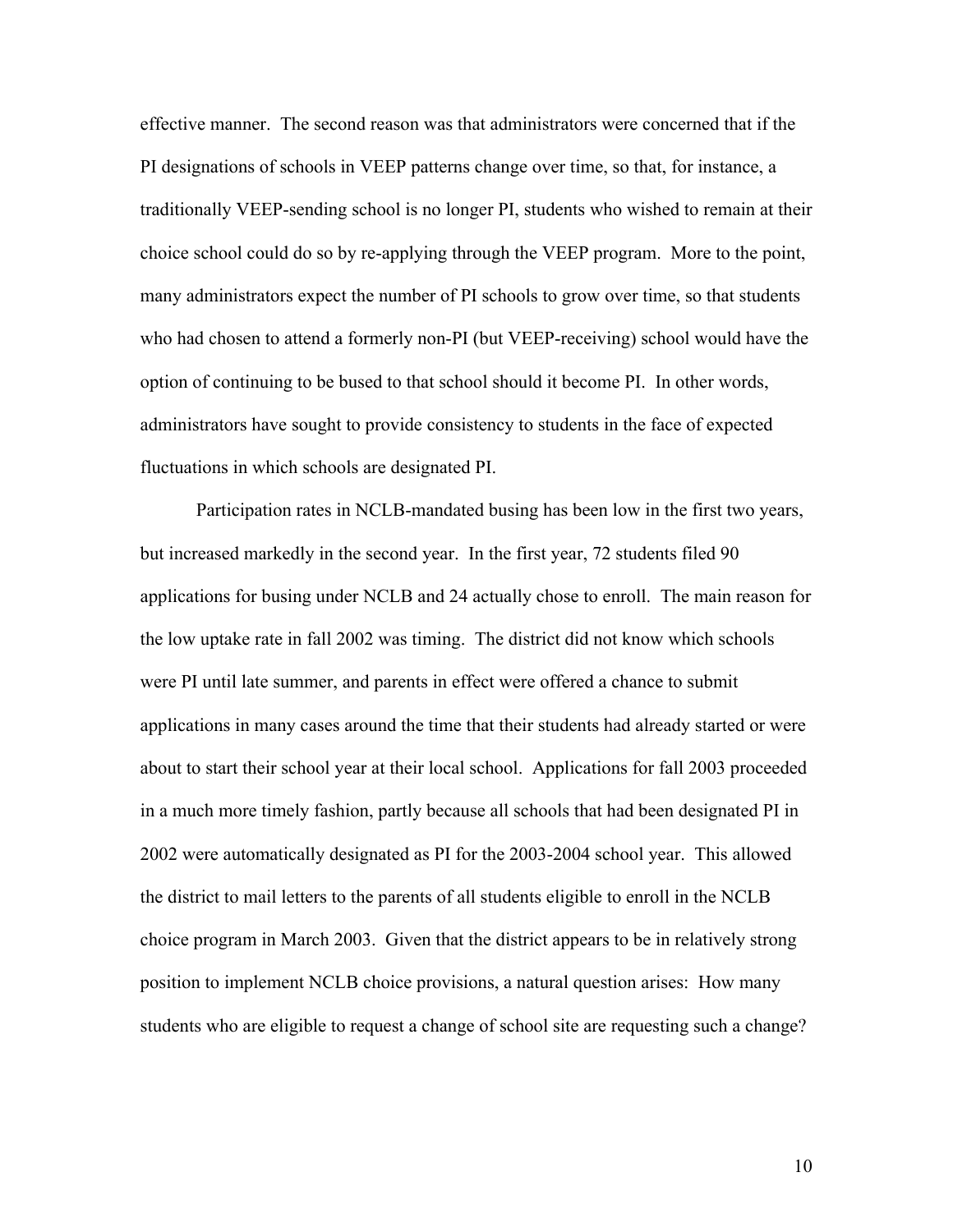effective manner. The second reason was that administrators were concerned that if the PI designations of schools in VEEP patterns change over time, so that, for instance, a traditionally VEEP-sending school is no longer PI, students who wished to remain at their choice school could do so by re-applying through the VEEP program. More to the point, many administrators expect the number of PI schools to grow over time, so that students who had chosen to attend a formerly non-PI (but VEEP-receiving) school would have the option of continuing to be bused to that school should it become PI. In other words, administrators have sought to provide consistency to students in the face of expected fluctuations in which schools are designated PI.

Participation rates in NCLB-mandated busing has been low in the first two years, but increased markedly in the second year. In the first year, 72 students filed 90 applications for busing under NCLB and 24 actually chose to enroll. The main reason for the low uptake rate in fall 2002 was timing. The district did not know which schools were PI until late summer, and parents in effect were offered a chance to submit applications in many cases around the time that their students had already started or were about to start their school year at their local school. Applications for fall 2003 proceeded in a much more timely fashion, partly because all schools that had been designated PI in 2002 were automatically designated as PI for the 2003-2004 school year. This allowed the district to mail letters to the parents of all students eligible to enroll in the NCLB choice program in March 2003. Given that the district appears to be in relatively strong position to implement NCLB choice provisions, a natural question arises: How many students who are eligible to request a change of school site are requesting such a change?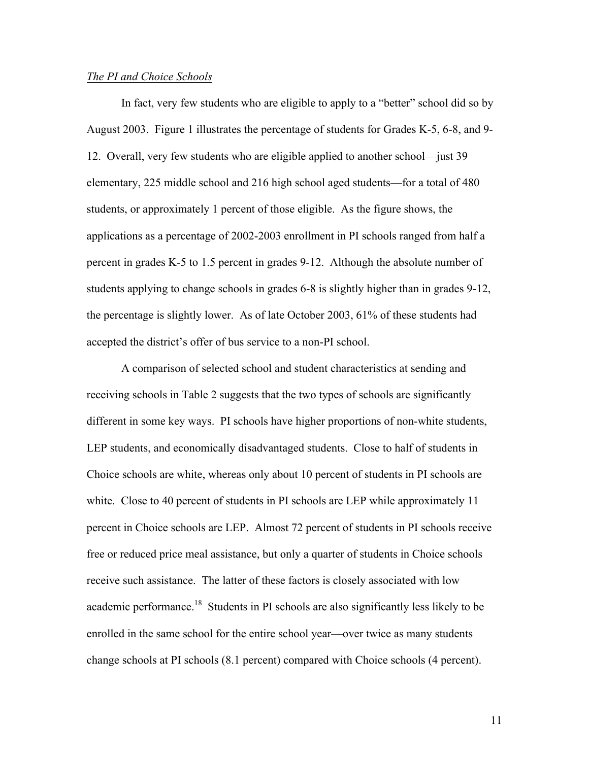*The PI and Choice Schools*

In fact, very few students who are eligible to apply to a "better" school did so by August 2003. Figure 1 illustrates the percentage of students for Grades K-5, 6-8, and 9-12. Overall, very few students who are eligible applied to another school—just 39 elementary, 225 middle school and 216 high school aged students—for a total of 480 students, or approximately 1 percent of those eligible. As the figure shows, the applications as a percentage of 2002-2003 enrollment in PI schools ranged from half a percent in grades K-5 to 1.5 percent in grades 9-12. Although the absolute number of students applying to change schools in grades 6-8 is slightly higher than in grades 9-12, the percentage is slightly lower. As of late October 2003, 61% of these students had accepted the district's offer of bus service to a non-PI school.

A comparison of selected school and student characteristics at sending and receiving schools in Table 2 suggests that the two types of schools are significantly different in some key ways. PI schools have higher proportions of non-white students, LEP students, and economically disadvantaged students. Close to half of students in Choice schools are white, whereas only about 10 percent of students in PI schools are white. Close to 40 percent of students in PI schools are LEP while approximately 11 percent in Choice schools are LEP. Almost 72 percent of students in PI schools receive free or reduced price meal assistance, but only a quarter of students in Choice schools receive such assistance. The latter of these factors is closely associated with low academic performance.[18] Students in PI schools are also significantly less likely to be enrolled in the same school for the entire school year—over twice as many students change schools at PI schools (8.1 percent) compared with Choice schools (4 percent).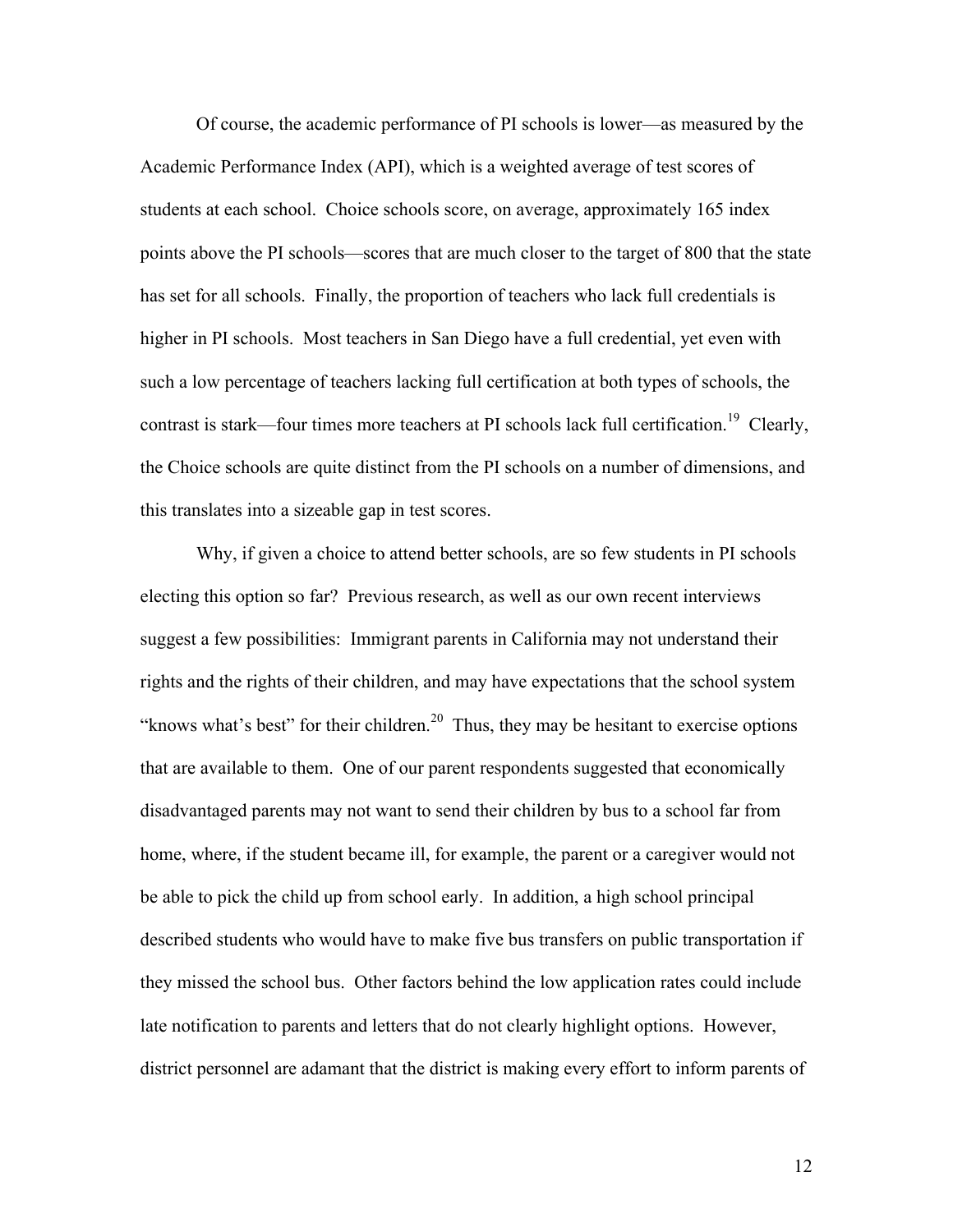Of course, the academic performance of PI schools is lower—as measured by the Academic Performance Index (API), which is a weighted average of test scores of students at each school. Choice schools score, on average, approximately 165 index points above the PI schools—scores that are much closer to the target of 800 that the state has set for all schools. Finally, the proportion of teachers who lack full credentials is higher in PI schools. Most teachers in San Diego have a full credential, yet even with such a low percentage of teachers lacking full certification at both types of schools, the contrast is stark—four times more teachers at PI schools lack full certification.[19] Clearly, the Choice schools are quite distinct from the PI schools on a number of dimensions, and this translates into a sizeable gap in test scores.

Why, if given a choice to attend better schools, are so few students in PI schools electing this option so far? Previous research, as well as our own recent interviews suggest a few possibilities: Immigrant parents in California may not understand their rights and the rights of their children, and may have expectations that the school system "knows what's best" for their children.[20] Thus, they may be hesitant to exercise options that are available to them. One of our parent respondents suggested that economically disadvantaged parents may not want to send their children by bus to a school far from home, where, if the student became ill, for example, the parent or a caregiver would not be able to pick the child up from school early. In addition, a high school principal described students who would have to make five bus transfers on public transportation if they missed the school bus. Other factors behind the low application rates could include late notification to parents and letters that do not clearly highlight options. However, district personnel are adamant that the district is making every effort to inform parents of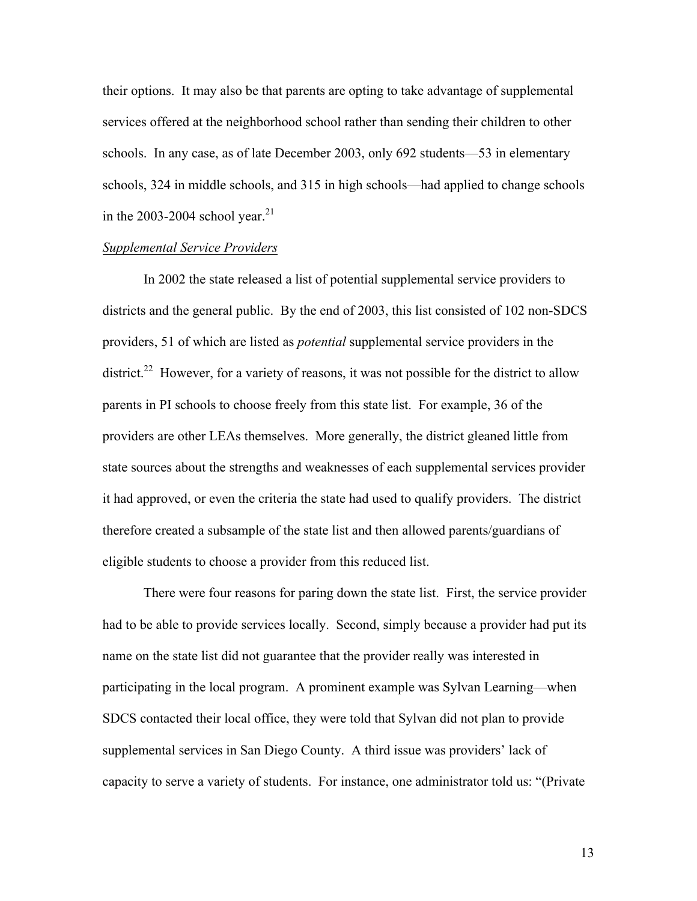their options. It may also be that parents are opting to take advantage of supplemental services offered at the neighborhood school rather than sending their children to other schools. In any case, as of late December 2003, only 692 students—53 in elementary schools, 324 in middle schools, and 315 in high schools—had applied to change schools in the 2003-2004 school year.[21]

<u>*Supplemental Service Providers*</u>

In 2002 the state released a list of potential supplemental service providers to districts and the general public. By the end of 2003, this list consisted of 102 non-SDCS providers, 51 of which are listed as *potential* supplemental service providers in the district.[22] However, for a variety of reasons, it was not possible for the district to allow parents in PI schools to choose freely from this state list. For example, 36 of the providers are other LEAs themselves. More generally, the district gleaned little from state sources about the strengths and weaknesses of each supplemental services provider it had approved, or even the criteria the state had used to qualify providers. The district therefore created a subsample of the state list and then allowed parents/guardians of eligible students to choose a provider from this reduced list.

There were four reasons for paring down the state list. First, the service provider had to be able to provide services locally. Second, simply because a provider had put its name on the state list did not guarantee that the provider really was interested in participating in the local program. A prominent example was Sylvan Learning—when SDCS contacted their local office, they were told that Sylvan did not plan to provide supplemental services in San Diego County. A third issue was providers' lack of capacity to serve a variety of students. For instance, one administrator told us: "(Private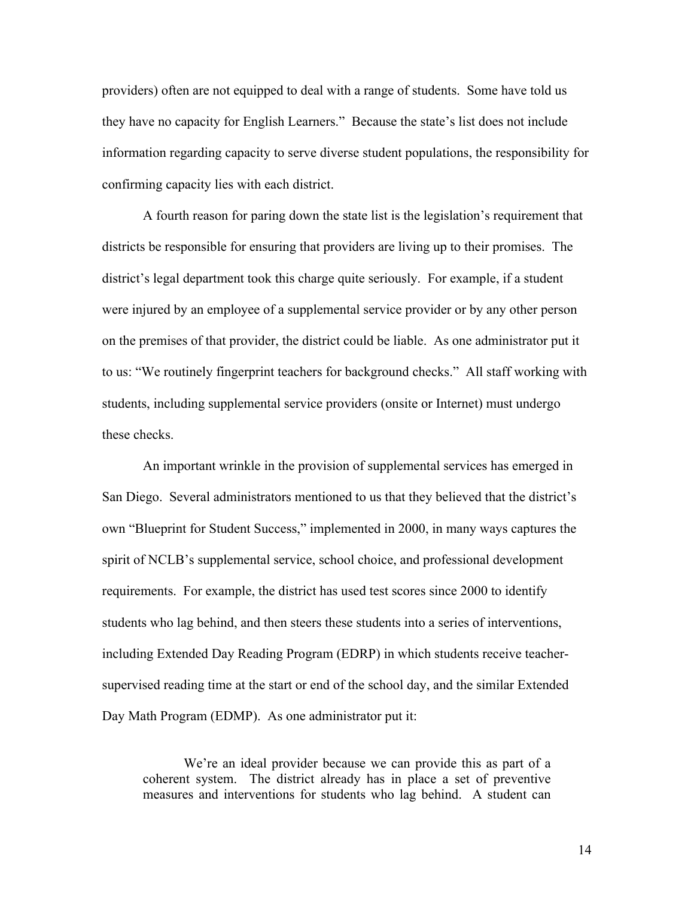providers) often are not equipped to deal with a range of students. Some have told us they have no capacity for English Learners." Because the state's list does not include information regarding capacity to serve diverse student populations, the responsibility for confirming capacity lies with each district.

A fourth reason for paring down the state list is the legislation's requirement that districts be responsible for ensuring that providers are living up to their promises. The district's legal department took this charge quite seriously. For example, if a student were injured by an employee of a supplemental service provider or by any other person on the premises of that provider, the district could be liable. As one administrator put it to us: "We routinely fingerprint teachers for background checks." All staff working with students, including supplemental service providers (onsite or Internet) must undergo these checks.

An important wrinkle in the provision of supplemental services has emerged in San Diego. Several administrators mentioned to us that they believed that the district's own "Blueprint for Student Success," implemented in 2000, in many ways captures the spirit of NCLB's supplemental service, school choice, and professional development requirements. For example, the district has used test scores since 2000 to identify students who lag behind, and then steers these students into a series of interventions, including Extended Day Reading Program (EDRP) in which students receive teacher-supervised reading time at the start or end of the school day, and the similar Extended Day Math Program (EDMP). As one administrator put it:

> We're an ideal provider because we can provide this as part of a coherent system. The district already has in place a set of preventive measures and interventions for students who lag behind. A student can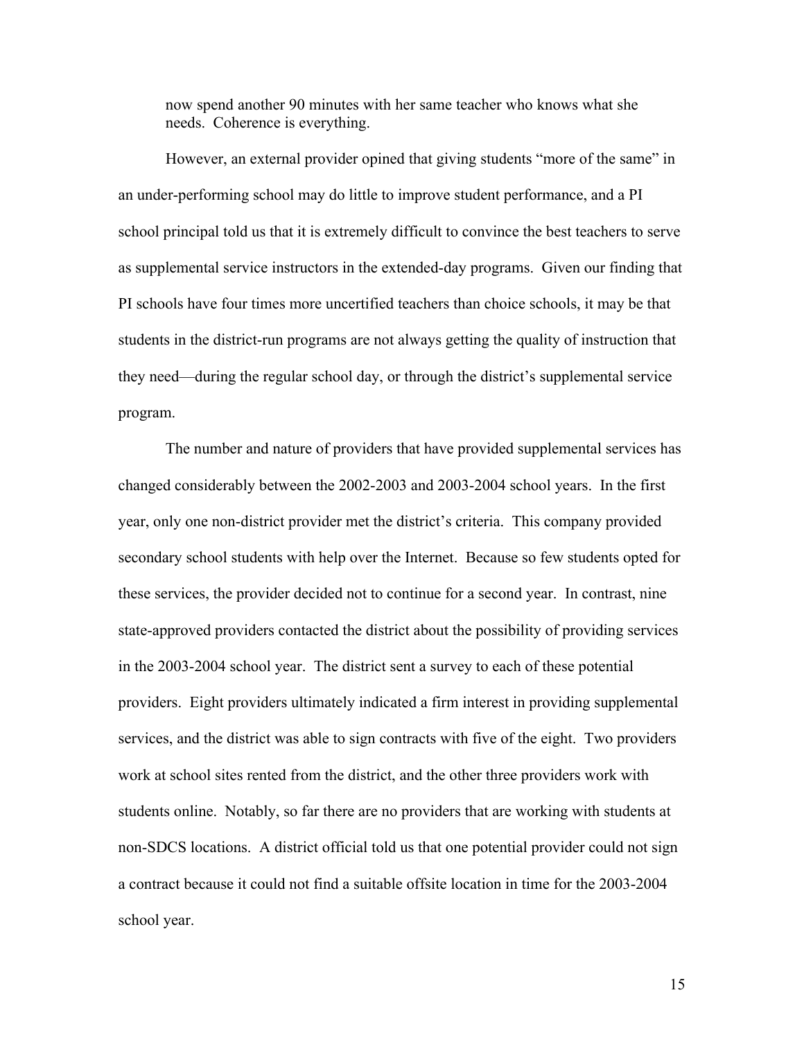now spend another 90 minutes with her same teacher who knows what she needs. Coherence is everything.

However, an external provider opined that giving students "more of the same" in an under-performing school may do little to improve student performance, and a PI school principal told us that it is extremely difficult to convince the best teachers to serve as supplemental service instructors in the extended-day programs. Given our finding that PI schools have four times more uncertified teachers than choice schools, it may be that students in the district-run programs are not always getting the quality of instruction that they need—during the regular school day, or through the district's supplemental service program.

The number and nature of providers that have provided supplemental services has changed considerably between the 2002-2003 and 2003-2004 school years. In the first year, only one non-district provider met the district's criteria. This company provided secondary school students with help over the Internet. Because so few students opted for these services, the provider decided not to continue for a second year. In contrast, nine state-approved providers contacted the district about the possibility of providing services in the 2003-2004 school year. The district sent a survey to each of these potential providers. Eight providers ultimately indicated a firm interest in providing supplemental services, and the district was able to sign contracts with five of the eight. Two providers work at school sites rented from the district, and the other three providers work with students online. Notably, so far there are no providers that are working with students at non-SDCS locations. A district official told us that one potential provider could not sign a contract because it could not find a suitable offsite location in time for the 2003-2004 school year.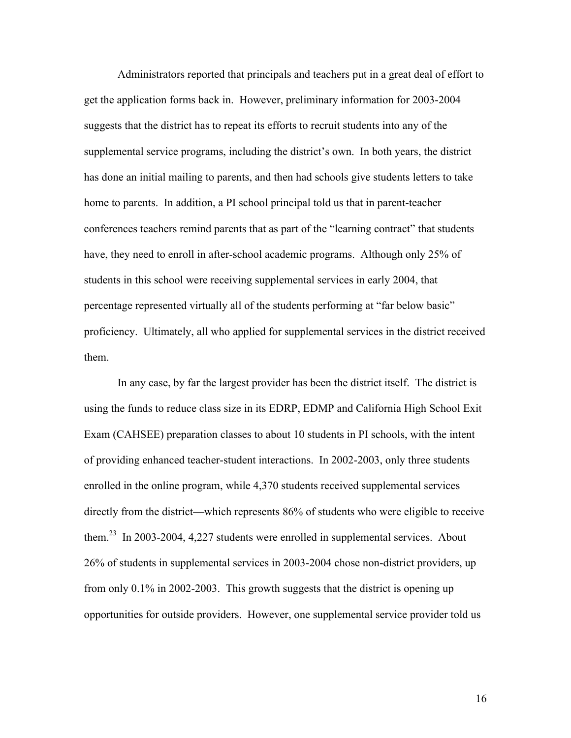Administrators reported that principals and teachers put in a great deal of effort to get the application forms back in. However, preliminary information for 2003-2004 suggests that the district has to repeat its efforts to recruit students into any of the supplemental service programs, including the district's own. In both years, the district has done an initial mailing to parents, and then had schools give students letters to take home to parents. In addition, a PI school principal told us that in parent-teacher conferences teachers remind parents that as part of the "learning contract" that students have, they need to enroll in after-school academic programs. Although only 25% of students in this school were receiving supplemental services in early 2004, that percentage represented virtually all of the students performing at "far below basic" proficiency. Ultimately, all who applied for supplemental services in the district received them.

In any case, by far the largest provider has been the district itself. The district is using the funds to reduce class size in its EDRP, EDMP and California High School Exit Exam (CAHSEE) preparation classes to about 10 students in PI schools, with the intent of providing enhanced teacher-student interactions. In 2002-2003, only three students enrolled in the online program, while 4,370 students received supplemental services directly from the district—which represents 86% of students who were eligible to receive them.[23] In 2003-2004, 4,227 students were enrolled in supplemental services. About 26% of students in supplemental services in 2003-2004 chose non-district providers, up from only 0.1% in 2002-2003. This growth suggests that the district is opening up opportunities for outside providers. However, one supplemental service provider told us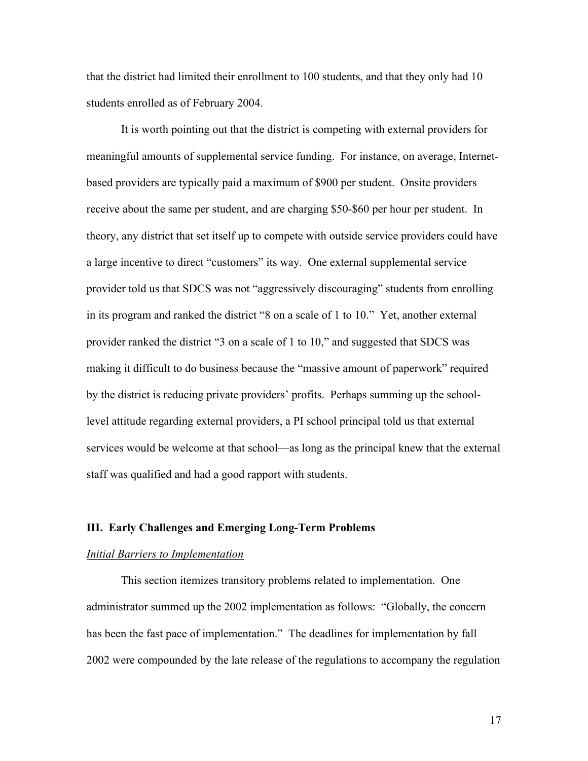that the district had limited their enrollment to 100 students, and that they only had 10 students enrolled as of February 2004.

It is worth pointing out that the district is competing with external providers for meaningful amounts of supplemental service funding. For instance, on average, Internet-based providers are typically paid a maximum of $900 per student. Onsite providers receive about the same per student, and are charging $50-$60 per hour per student. In theory, any district that set itself up to compete with outside service providers could have a large incentive to direct "customers" its way. One external supplemental service provider told us that SDCS was not "aggressively discouraging" students from enrolling in its program and ranked the district "8 on a scale of 1 to 10." Yet, another external provider ranked the district "3 on a scale of 1 to 10," and suggested that SDCS was making it difficult to do business because the "massive amount of paperwork" required by the district is reducing private providers' profits. Perhaps summing up the school-level attitude regarding external providers, a PI school principal told us that external services would be welcome at that school—as long as the principal knew that the external staff was qualified and had a good rapport with students.

## III. Early Challenges and Emerging Long-Term Problems

### *Initial Barriers to Implementation*

This section itemizes transitory problems related to implementation. One administrator summed up the 2002 implementation as follows: "Globally, the concern has been the fast pace of implementation." The deadlines for implementation by fall 2002 were compounded by the late release of the regulations to accompany the regulation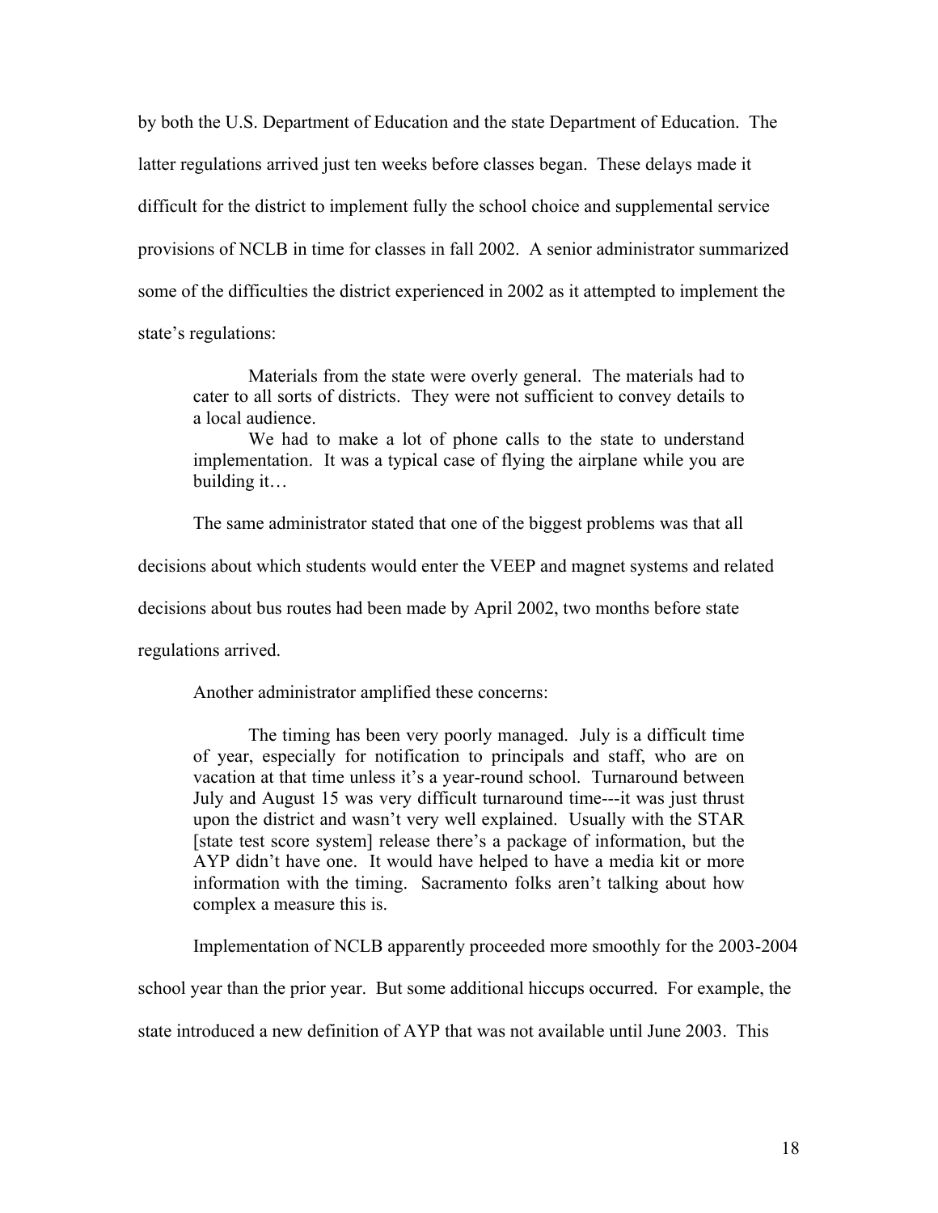by both the U.S. Department of Education and the state Department of Education. The latter regulations arrived just ten weeks before classes began. These delays made it difficult for the district to implement fully the school choice and supplemental service provisions of NCLB in time for classes in fall 2002. A senior administrator summarized some of the difficulties the district experienced in 2002 as it attempted to implement the state's regulations:

> Materials from the state were overly general. The materials had to cater to all sorts of districts. They were not sufficient to convey details to a local audience.
>
> We had to make a lot of phone calls to the state to understand implementation. It was a typical case of flying the airplane while you are building it…

The same administrator stated that one of the biggest problems was that all decisions about which students would enter the VEEP and magnet systems and related decisions about bus routes had been made by April 2002, two months before state regulations arrived.

Another administrator amplified these concerns:

> The timing has been very poorly managed. July is a difficult time of year, especially for notification to principals and staff, who are on vacation at that time unless it's a year-round school. Turnaround between July and August 15 was very difficult turnaround time---it was just thrust upon the district and wasn't very well explained. Usually with the STAR [state test score system] release there's a package of information, but the AYP didn't have one. It would have helped to have a media kit or more information with the timing. Sacramento folks aren't talking about how complex a measure this is.

Implementation of NCLB apparently proceeded more smoothly for the 2003-2004 school year than the prior year. But some additional hiccups occurred. For example, the state introduced a new definition of AYP that was not available until June 2003. This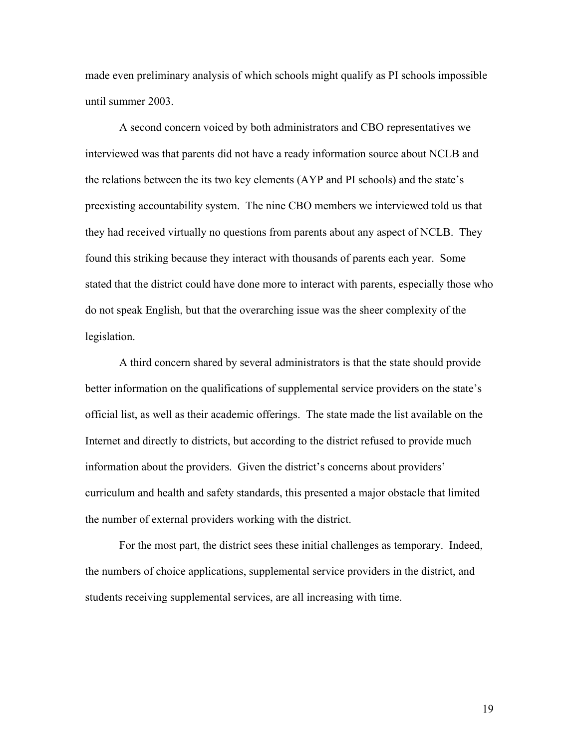made even preliminary analysis of which schools might qualify as PI schools impossible until summer 2003.

A second concern voiced by both administrators and CBO representatives we interviewed was that parents did not have a ready information source about NCLB and the relations between the its two key elements (AYP and PI schools) and the state's preexisting accountability system. The nine CBO members we interviewed told us that they had received virtually no questions from parents about any aspect of NCLB. They found this striking because they interact with thousands of parents each year. Some stated that the district could have done more to interact with parents, especially those who do not speak English, but that the overarching issue was the sheer complexity of the legislation.

A third concern shared by several administrators is that the state should provide better information on the qualifications of supplemental service providers on the state's official list, as well as their academic offerings. The state made the list available on the Internet and directly to districts, but according to the district refused to provide much information about the providers. Given the district's concerns about providers' curriculum and health and safety standards, this presented a major obstacle that limited the number of external providers working with the district.

For the most part, the district sees these initial challenges as temporary. Indeed, the numbers of choice applications, supplemental service providers in the district, and students receiving supplemental services, are all increasing with time.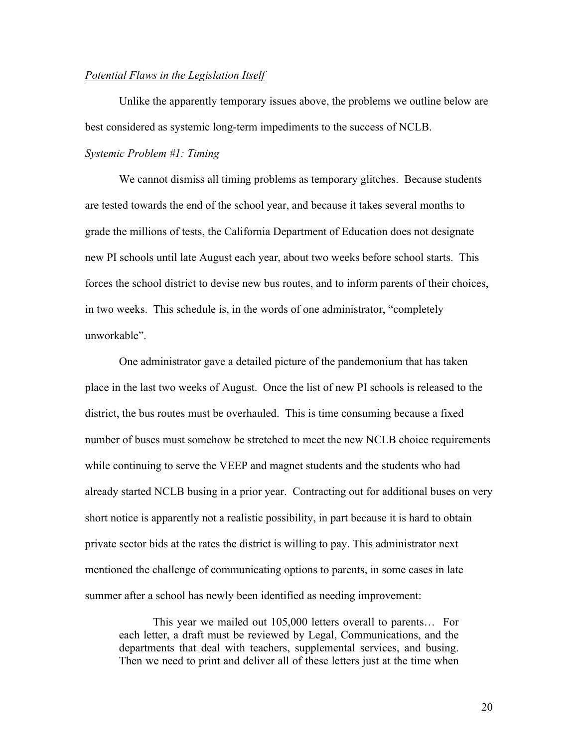*Potential Flaws in the Legislation Itself*

Unlike the apparently temporary issues above, the problems we outline below are best considered as systemic long-term impediments to the success of NCLB.

*Systemic Problem #1: Timing*

We cannot dismiss all timing problems as temporary glitches. Because students are tested towards the end of the school year, and because it takes several months to grade the millions of tests, the California Department of Education does not designate new PI schools until late August each year, about two weeks before school starts. This forces the school district to devise new bus routes, and to inform parents of their choices, in two weeks. This schedule is, in the words of one administrator, "completely unworkable".

One administrator gave a detailed picture of the pandemonium that has taken place in the last two weeks of August. Once the list of new PI schools is released to the district, the bus routes must be overhauled. This is time consuming because a fixed number of buses must somehow be stretched to meet the new NCLB choice requirements while continuing to serve the VEEP and magnet students and the students who had already started NCLB busing in a prior year. Contracting out for additional buses on very short notice is apparently not a realistic possibility, in part because it is hard to obtain private sector bids at the rates the district is willing to pay. This administrator next mentioned the challenge of communicating options to parents, in some cases in late summer after a school has newly been identified as needing improvement:

> This year we mailed out 105,000 letters overall to parents… For each letter, a draft must be reviewed by Legal, Communications, and the departments that deal with teachers, supplemental services, and busing. Then we need to print and deliver all of these letters just at the time when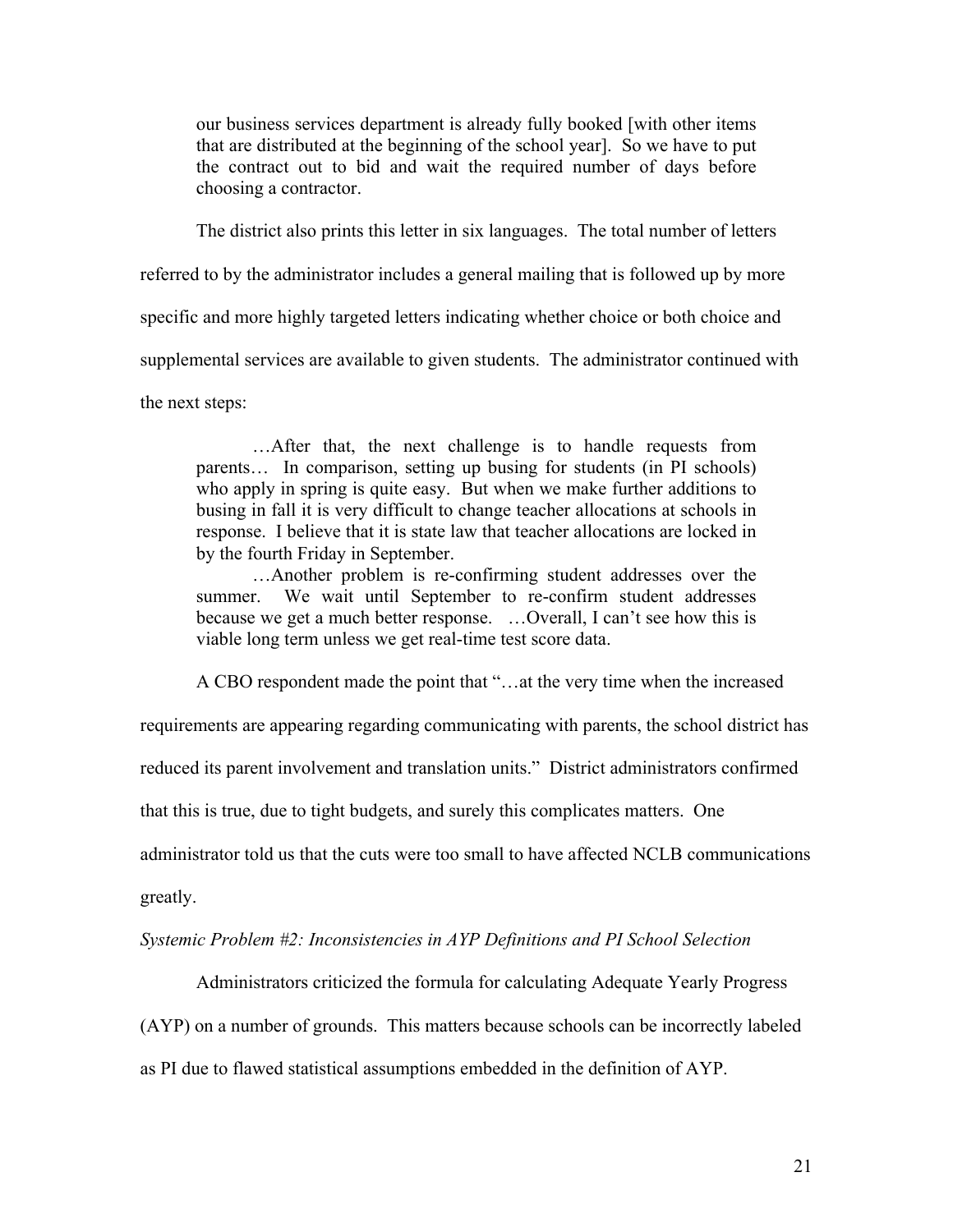> our business services department is already fully booked [with other items that are distributed at the beginning of the school year]. So we have to put the contract out to bid and wait the required number of days before choosing a contractor.

The district also prints this letter in six languages. The total number of letters referred to by the administrator includes a general mailing that is followed up by more specific and more highly targeted letters indicating whether choice or both choice and supplemental services are available to given students. The administrator continued with the next steps:

> …After that, the next challenge is to handle requests from parents… In comparison, setting up busing for students (in PI schools) who apply in spring is quite easy. But when we make further additions to busing in fall it is very difficult to change teacher allocations at schools in response. I believe that it is state law that teacher allocations are locked in by the fourth Friday in September.
>
> …Another problem is re-confirming student addresses over the summer. We wait until September to re-confirm student addresses because we get a much better response. …Overall, I can't see how this is viable long term unless we get real-time test score data.

A CBO respondent made the point that "…at the very time when the increased requirements are appearing regarding communicating with parents, the school district has reduced its parent involvement and translation units." District administrators confirmed that this is true, due to tight budgets, and surely this complicates matters. One administrator told us that the cuts were too small to have affected NCLB communications greatly.

*Systemic Problem #2: Inconsistencies in AYP Definitions and PI School Selection*

Administrators criticized the formula for calculating Adequate Yearly Progress (AYP) on a number of grounds. This matters because schools can be incorrectly labeled as PI due to flawed statistical assumptions embedded in the definition of AYP.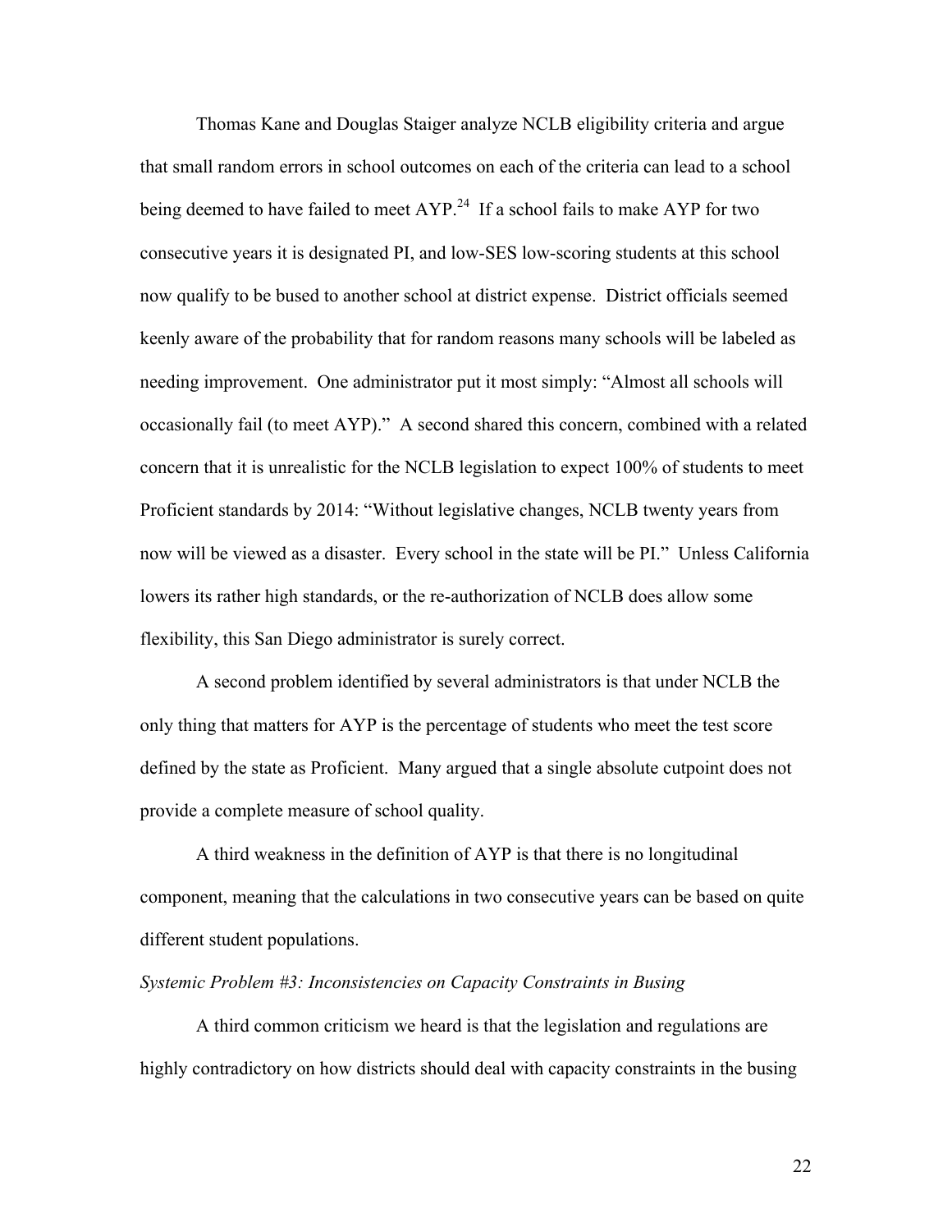Thomas Kane and Douglas Staiger analyze NCLB eligibility criteria and argue that small random errors in school outcomes on each of the criteria can lead to a school being deemed to have failed to meet AYP.[24] If a school fails to make AYP for two consecutive years it is designated PI, and low-SES low-scoring students at this school now qualify to be bused to another school at district expense. District officials seemed keenly aware of the probability that for random reasons many schools will be labeled as needing improvement. One administrator put it most simply: "Almost all schools will occasionally fail (to meet AYP)." A second shared this concern, combined with a related concern that it is unrealistic for the NCLB legislation to expect 100% of students to meet Proficient standards by 2014: "Without legislative changes, NCLB twenty years from now will be viewed as a disaster. Every school in the state will be PI." Unless California lowers its rather high standards, or the re-authorization of NCLB does allow some flexibility, this San Diego administrator is surely correct.

A second problem identified by several administrators is that under NCLB the only thing that matters for AYP is the percentage of students who meet the test score defined by the state as Proficient. Many argued that a single absolute cutpoint does not provide a complete measure of school quality.

A third weakness in the definition of AYP is that there is no longitudinal component, meaning that the calculations in two consecutive years can be based on quite different student populations.

*Systemic Problem #3: Inconsistencies on Capacity Constraints in Busing*

A third common criticism we heard is that the legislation and regulations are highly contradictory on how districts should deal with capacity constraints in the busing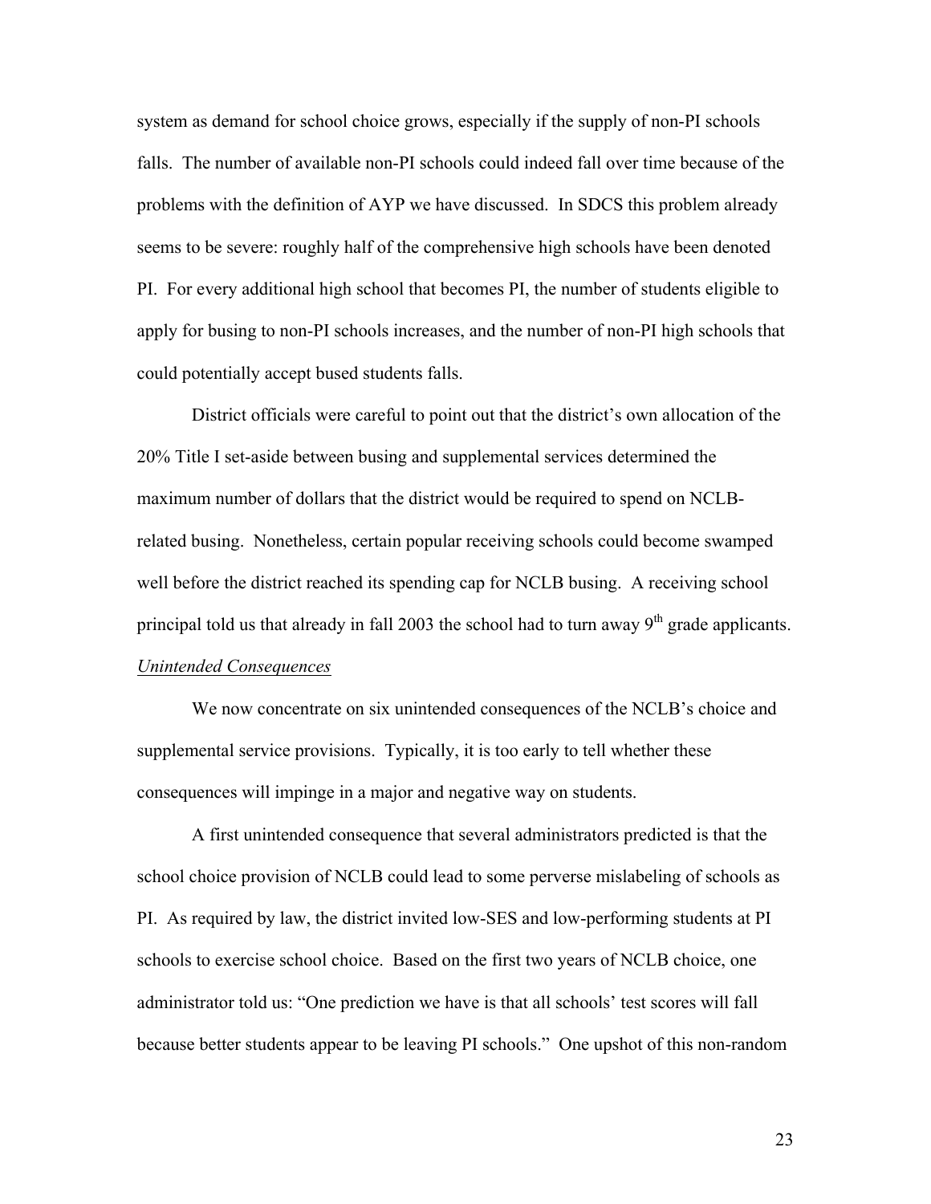system as demand for school choice grows, especially if the supply of non-PI schools falls. The number of available non-PI schools could indeed fall over time because of the problems with the definition of AYP we have discussed. In SDCS this problem already seems to be severe: roughly half of the comprehensive high schools have been denoted PI. For every additional high school that becomes PI, the number of students eligible to apply for busing to non-PI schools increases, and the number of non-PI high schools that could potentially accept bused students falls.

District officials were careful to point out that the district's own allocation of the 20% Title I set-aside between busing and supplemental services determined the maximum number of dollars that the district would be required to spend on NCLB-related busing. Nonetheless, certain popular receiving schools could become swamped well before the district reached its spending cap for NCLB busing. A receiving school principal told us that already in fall 2003 the school had to turn away 9th grade applicants.

<u>*Unintended Consequences*</u>

We now concentrate on six unintended consequences of the NCLB's choice and supplemental service provisions. Typically, it is too early to tell whether these consequences will impinge in a major and negative way on students.

A first unintended consequence that several administrators predicted is that the school choice provision of NCLB could lead to some perverse mislabeling of schools as PI. As required by law, the district invited low-SES and low-performing students at PI schools to exercise school choice. Based on the first two years of NCLB choice, one administrator told us: "One prediction we have is that all schools' test scores will fall because better students appear to be leaving PI schools." One upshot of this non-random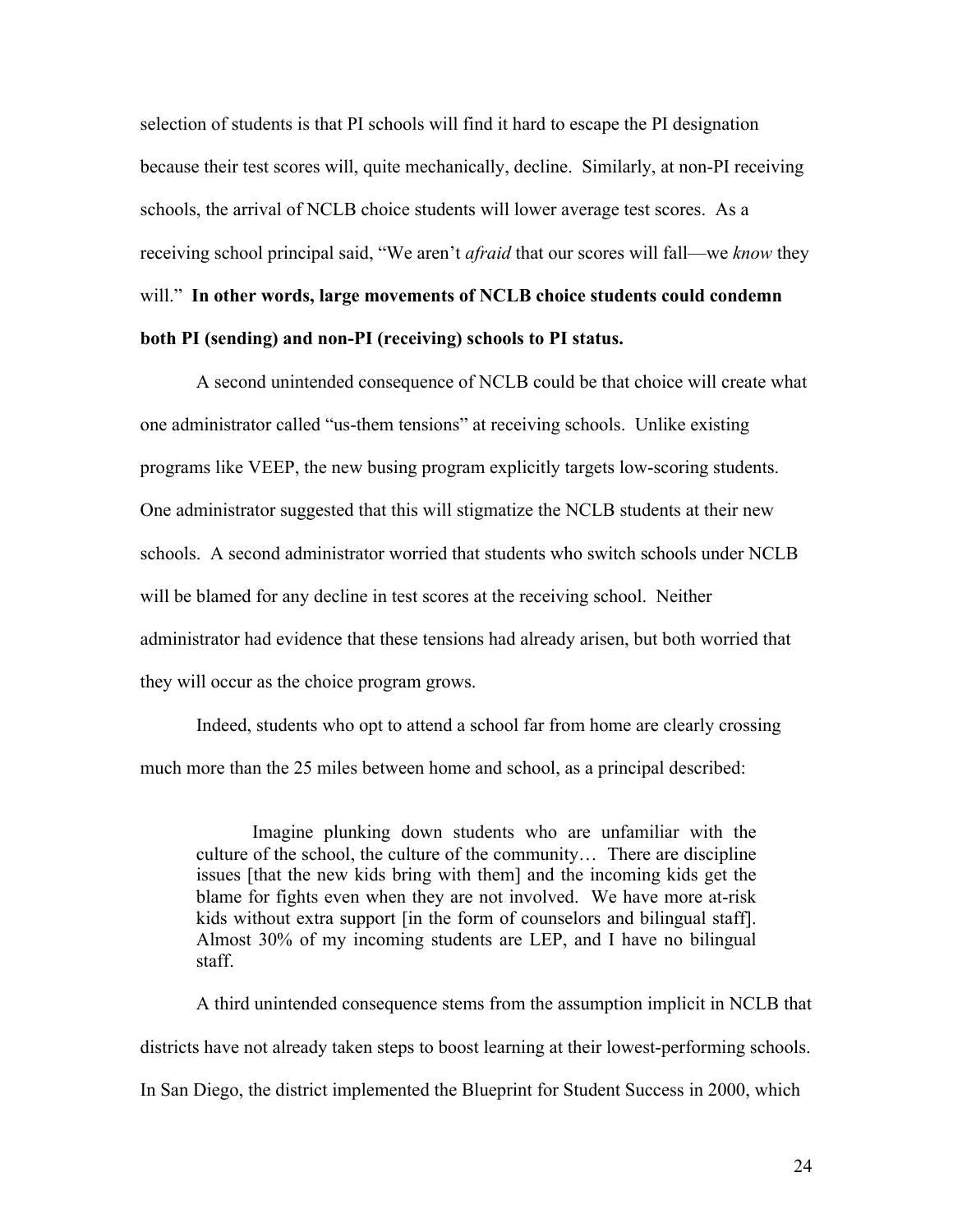selection of students is that PI schools will find it hard to escape the PI designation because their test scores will, quite mechanically, decline. Similarly, at non-PI receiving schools, the arrival of NCLB choice students will lower average test scores. As a receiving school principal said, "We aren't *afraid* that our scores will fall—we *know* they will." **In other words, large movements of NCLB choice students could condemn both PI (sending) and non-PI (receiving) schools to PI status.**

A second unintended consequence of NCLB could be that choice will create what one administrator called "us-them tensions" at receiving schools. Unlike existing programs like VEEP, the new busing program explicitly targets low-scoring students. One administrator suggested that this will stigmatize the NCLB students at their new schools. A second administrator worried that students who switch schools under NCLB will be blamed for any decline in test scores at the receiving school. Neither administrator had evidence that these tensions had already arisen, but both worried that they will occur as the choice program grows.

Indeed, students who opt to attend a school far from home are clearly crossing much more than the 25 miles between home and school, as a principal described:

> Imagine plunking down students who are unfamiliar with the culture of the school, the culture of the community… There are discipline issues [that the new kids bring with them] and the incoming kids get the blame for fights even when they are not involved. We have more at-risk kids without extra support [in the form of counselors and bilingual staff]. Almost 30% of my incoming students are LEP, and I have no bilingual staff.

A third unintended consequence stems from the assumption implicit in NCLB that districts have not already taken steps to boost learning at their lowest-performing schools. In San Diego, the district implemented the Blueprint for Student Success in 2000, which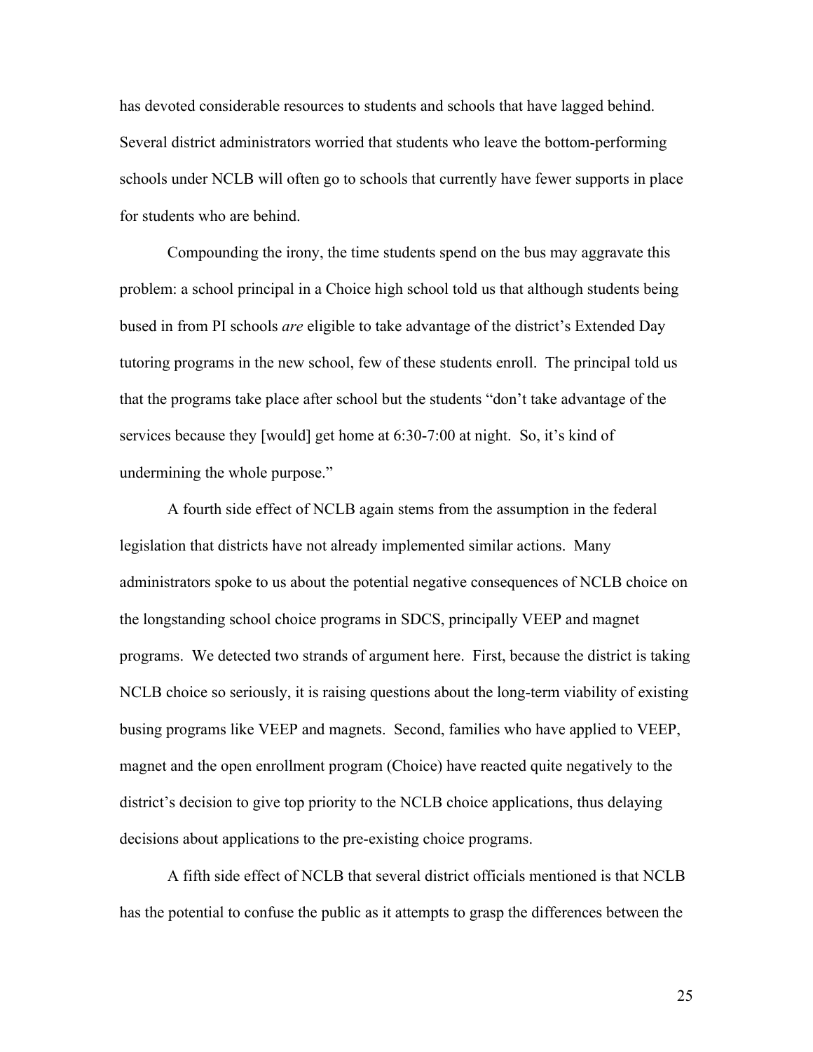has devoted considerable resources to students and schools that have lagged behind. Several district administrators worried that students who leave the bottom-performing schools under NCLB will often go to schools that currently have fewer supports in place for students who are behind.

Compounding the irony, the time students spend on the bus may aggravate this problem: a school principal in a Choice high school told us that although students being bused in from PI schools *are* eligible to take advantage of the district's Extended Day tutoring programs in the new school, few of these students enroll. The principal told us that the programs take place after school but the students "don't take advantage of the services because they [would] get home at 6:30-7:00 at night. So, it's kind of undermining the whole purpose."

A fourth side effect of NCLB again stems from the assumption in the federal legislation that districts have not already implemented similar actions. Many administrators spoke to us about the potential negative consequences of NCLB choice on the longstanding school choice programs in SDCS, principally VEEP and magnet programs. We detected two strands of argument here. First, because the district is taking NCLB choice so seriously, it is raising questions about the long-term viability of existing busing programs like VEEP and magnets. Second, families who have applied to VEEP, magnet and the open enrollment program (Choice) have reacted quite negatively to the district's decision to give top priority to the NCLB choice applications, thus delaying decisions about applications to the pre-existing choice programs.

A fifth side effect of NCLB that several district officials mentioned is that NCLB has the potential to confuse the public as it attempts to grasp the differences between the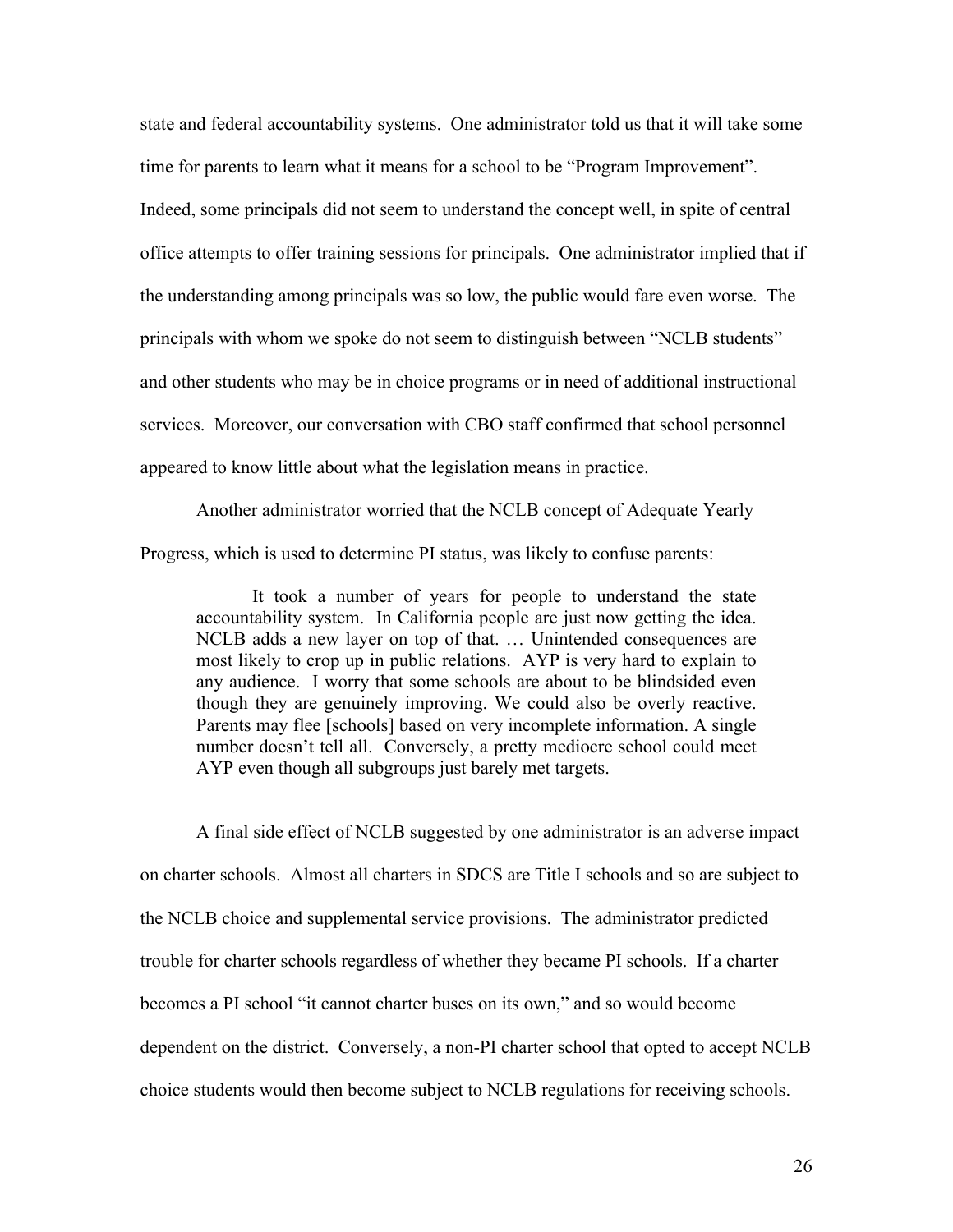state and federal accountability systems. One administrator told us that it will take some time for parents to learn what it means for a school to be "Program Improvement". Indeed, some principals did not seem to understand the concept well, in spite of central office attempts to offer training sessions for principals. One administrator implied that if the understanding among principals was so low, the public would fare even worse. The principals with whom we spoke do not seem to distinguish between "NCLB students" and other students who may be in choice programs or in need of additional instructional services. Moreover, our conversation with CBO staff confirmed that school personnel appeared to know little about what the legislation means in practice.

Another administrator worried that the NCLB concept of Adequate Yearly Progress, which is used to determine PI status, was likely to confuse parents:

> It took a number of years for people to understand the state accountability system. In California people are just now getting the idea. NCLB adds a new layer on top of that. … Unintended consequences are most likely to crop up in public relations. AYP is very hard to explain to any audience. I worry that some schools are about to be blindsided even though they are genuinely improving. We could also be overly reactive. Parents may flee [schools] based on very incomplete information. A single number doesn't tell all. Conversely, a pretty mediocre school could meet AYP even though all subgroups just barely met targets.

A final side effect of NCLB suggested by one administrator is an adverse impact on charter schools. Almost all charters in SDCS are Title I schools and so are subject to the NCLB choice and supplemental service provisions. The administrator predicted trouble for charter schools regardless of whether they became PI schools. If a charter becomes a PI school "it cannot charter buses on its own," and so would become dependent on the district. Conversely, a non-PI charter school that opted to accept NCLB choice students would then become subject to NCLB regulations for receiving schools.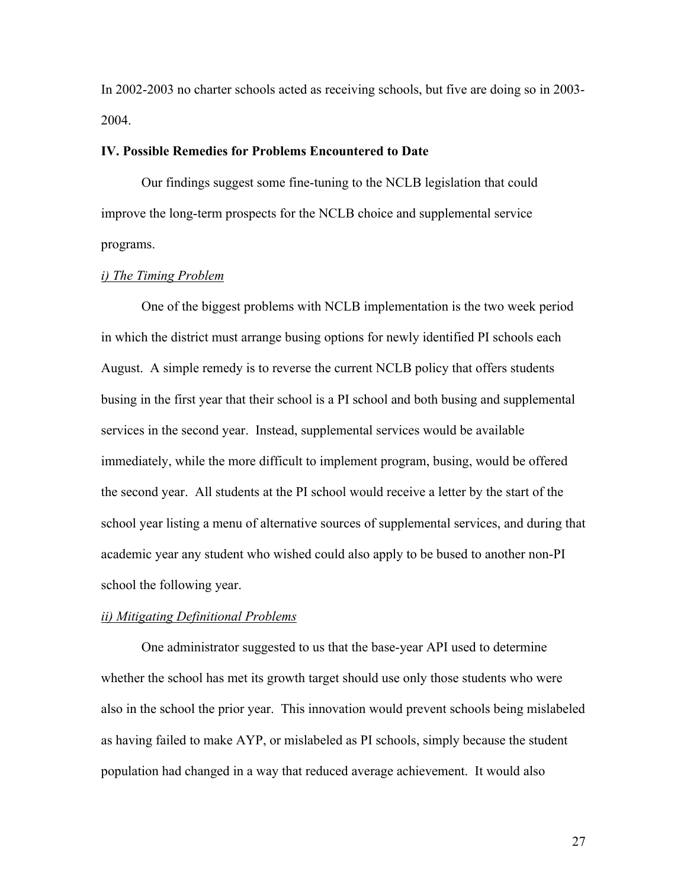In 2002-2003 no charter schools acted as receiving schools, but five are doing so in 2003-2004.

## IV. Possible Remedies for Problems Encountered to Date

Our findings suggest some fine-tuning to the NCLB legislation that could improve the long-term prospects for the NCLB choice and supplemental service programs.

### *i) The Timing Problem*

One of the biggest problems with NCLB implementation is the two week period in which the district must arrange busing options for newly identified PI schools each August. A simple remedy is to reverse the current NCLB policy that offers students busing in the first year that their school is a PI school and both busing and supplemental services in the second year. Instead, supplemental services would be available immediately, while the more difficult to implement program, busing, would be offered the second year. All students at the PI school would receive a letter by the start of the school year listing a menu of alternative sources of supplemental services, and during that academic year any student who wished could also apply to be bused to another non-PI school the following year.

### *ii) Mitigating Definitional Problems*

One administrator suggested to us that the base-year API used to determine whether the school has met its growth target should use only those students who were also in the school the prior year. This innovation would prevent schools being mislabeled as having failed to make AYP, or mislabeled as PI schools, simply because the student population had changed in a way that reduced average achievement. It would also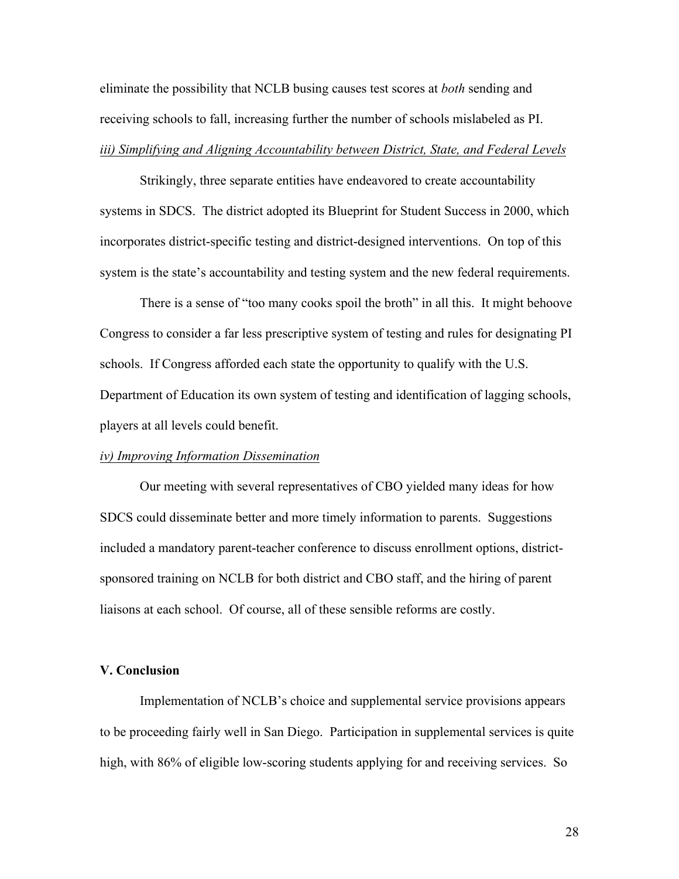eliminate the possibility that NCLB busing causes test scores at *both* sending and receiving schools to fall, increasing further the number of schools mislabeled as PI.

*iii) Simplifying and Aligning Accountability between District, State, and Federal Levels*

Strikingly, three separate entities have endeavored to create accountability systems in SDCS. The district adopted its Blueprint for Student Success in 2000, which incorporates district-specific testing and district-designed interventions. On top of this system is the state's accountability and testing system and the new federal requirements.

There is a sense of "too many cooks spoil the broth" in all this. It might behoove Congress to consider a far less prescriptive system of testing and rules for designating PI schools. If Congress afforded each state the opportunity to qualify with the U.S. Department of Education its own system of testing and identification of lagging schools, players at all levels could benefit.

*iv) Improving Information Dissemination*

Our meeting with several representatives of CBO yielded many ideas for how SDCS could disseminate better and more timely information to parents. Suggestions included a mandatory parent-teacher conference to discuss enrollment options, district-sponsored training on NCLB for both district and CBO staff, and the hiring of parent liaisons at each school. Of course, all of these sensible reforms are costly.

## V. Conclusion

Implementation of NCLB's choice and supplemental service provisions appears to be proceeding fairly well in San Diego. Participation in supplemental services is quite high, with 86% of eligible low-scoring students applying for and receiving services. So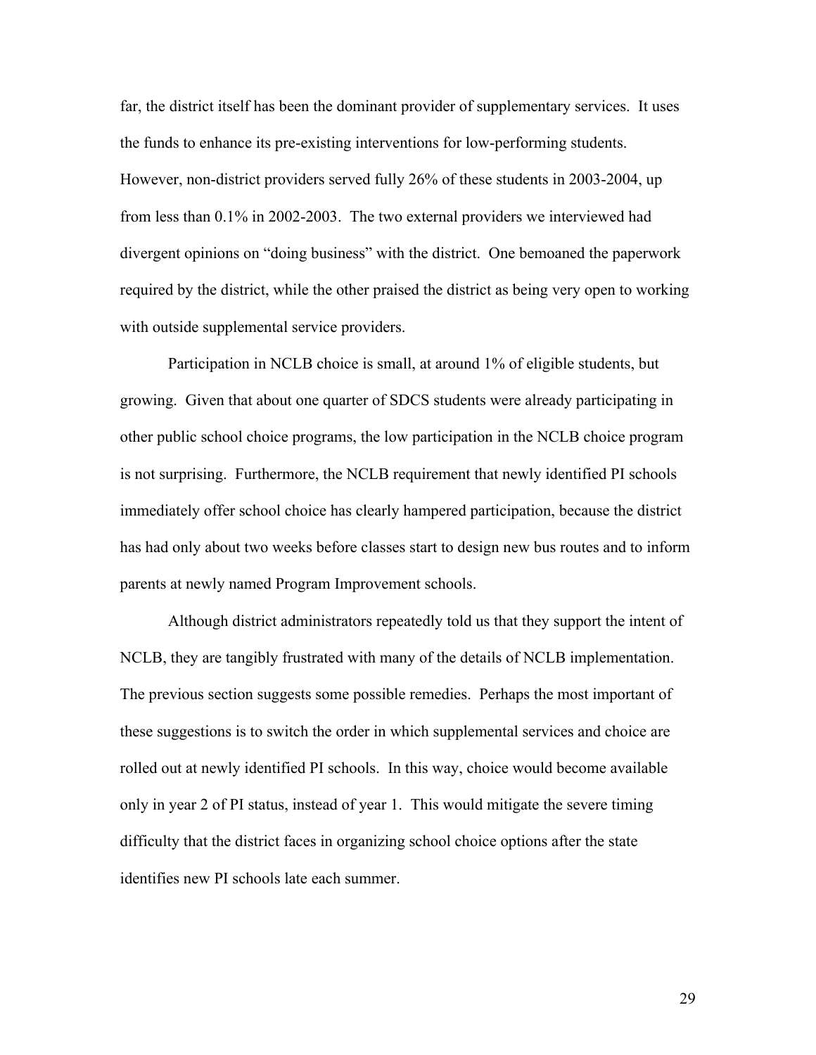far, the district itself has been the dominant provider of supplementary services. It uses the funds to enhance its pre-existing interventions for low-performing students. However, non-district providers served fully 26% of these students in 2003-2004, up from less than 0.1% in 2002-2003. The two external providers we interviewed had divergent opinions on "doing business" with the district. One bemoaned the paperwork required by the district, while the other praised the district as being very open to working with outside supplemental service providers.

Participation in NCLB choice is small, at around 1% of eligible students, but growing. Given that about one quarter of SDCS students were already participating in other public school choice programs, the low participation in the NCLB choice program is not surprising. Furthermore, the NCLB requirement that newly identified PI schools immediately offer school choice has clearly hampered participation, because the district has had only about two weeks before classes start to design new bus routes and to inform parents at newly named Program Improvement schools.

Although district administrators repeatedly told us that they support the intent of NCLB, they are tangibly frustrated with many of the details of NCLB implementation. The previous section suggests some possible remedies. Perhaps the most important of these suggestions is to switch the order in which supplemental services and choice are rolled out at newly identified PI schools. In this way, choice would become available only in year 2 of PI status, instead of year 1. This would mitigate the severe timing difficulty that the district faces in organizing school choice options after the state identifies new PI schools late each summer.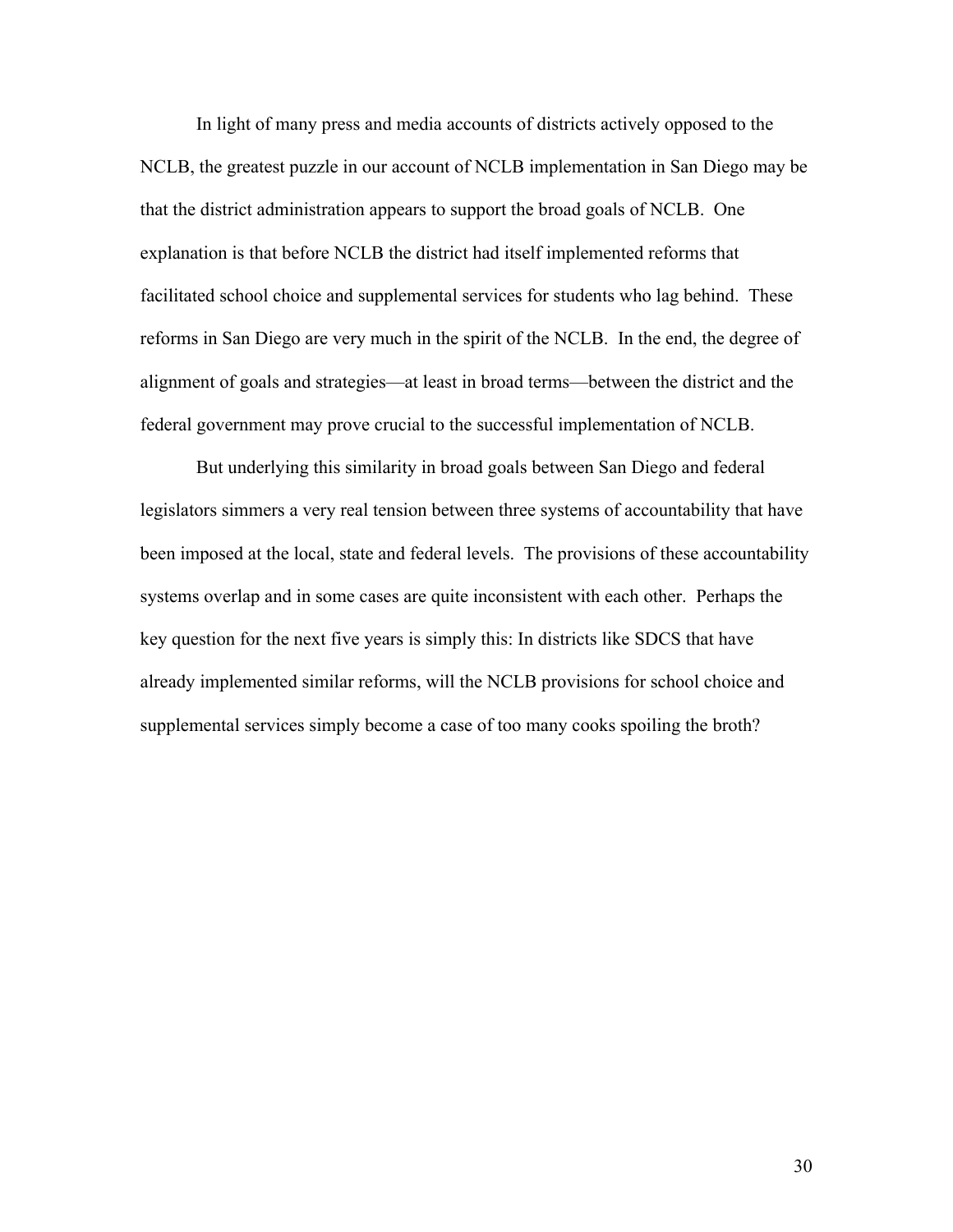In light of many press and media accounts of districts actively opposed to the NCLB, the greatest puzzle in our account of NCLB implementation in San Diego may be that the district administration appears to support the broad goals of NCLB. One explanation is that before NCLB the district had itself implemented reforms that facilitated school choice and supplemental services for students who lag behind. These reforms in San Diego are very much in the spirit of the NCLB. In the end, the degree of alignment of goals and strategies—at least in broad terms—between the district and the federal government may prove crucial to the successful implementation of NCLB.

But underlying this similarity in broad goals between San Diego and federal legislators simmers a very real tension between three systems of accountability that have been imposed at the local, state and federal levels. The provisions of these accountability systems overlap and in some cases are quite inconsistent with each other. Perhaps the key question for the next five years is simply this: In districts like SDCS that have already implemented similar reforms, will the NCLB provisions for school choice and supplemental services simply become a case of too many cooks spoiling the broth?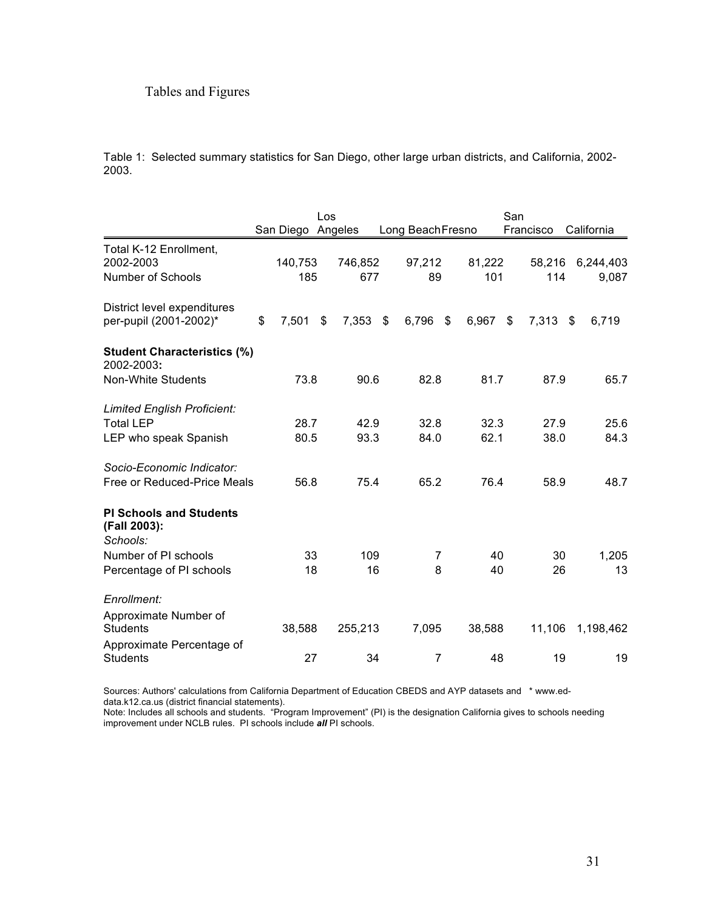Tables and Figures

Table 1: Selected summary statistics for San Diego, other large urban districts, and California, 2002-2003.

| | San Diego | Los Angeles | Long Beach | Fresno | San Francisco | California |
|---|---|---|---|---|---|---|
| Total K-12 Enrollment, 2002-2003 | 140,753 | 746,852 | 97,212 | 81,222 | 58,216 | 6,244,403 |
| Number of Schools | 185 | 677 | 89 | 101 | 114 | 9,087 |
| District level expenditures per-pupil (2001-2002)* | $ 7,501 | $ 7,353 | $ 6,796 | $ 6,967 | $ 7,313 | $ 6,719 |
| **Student Characteristics (%)** 2002-2003**:** | | | | | | |
| Non-White Students | 73.8 | 90.6 | 82.8 | 81.7 | 87.9 | 65.7 |
| *Limited English Proficient:* | | | | | | |
| Total LEP | 28.7 | 42.9 | 32.8 | 32.3 | 27.9 | 25.6 |
| LEP who speak Spanish | 80.5 | 93.3 | 84.0 | 62.1 | 38.0 | 84.3 |
| *Socio-Economic Indicator:* | | | | | | |
| Free or Reduced-Price Meals | 56.8 | 75.4 | 65.2 | 76.4 | 58.9 | 48.7 |
| **PI Schools and Students (Fall 2003):** | | | | | | |
| *Schools:* | | | | | | |
| Number of PI schools | 33 | 109 | 7 | 40 | 30 | 1,205 |
| Percentage of PI schools | 18 | 16 | 8 | 40 | 26 | 13 |
| *Enrollment:* | | | | | | |
| Approximate Number of Students | 38,588 | 255,213 | 7,095 | 38,588 | 11,106 | 1,198,462 |
| Approximate Percentage of Students | 27 | 34 | 7 | 48 | 19 | 19 |

Sources: Authors' calculations from California Department of Education CBEDS and AYP datasets and * www.ed-data.k12.ca.us (district financial statements).
Note: Includes all schools and students. "Program Improvement" (PI) is the designation California gives to schools needing improvement under NCLB rules. PI schools include ***all*** PI schools.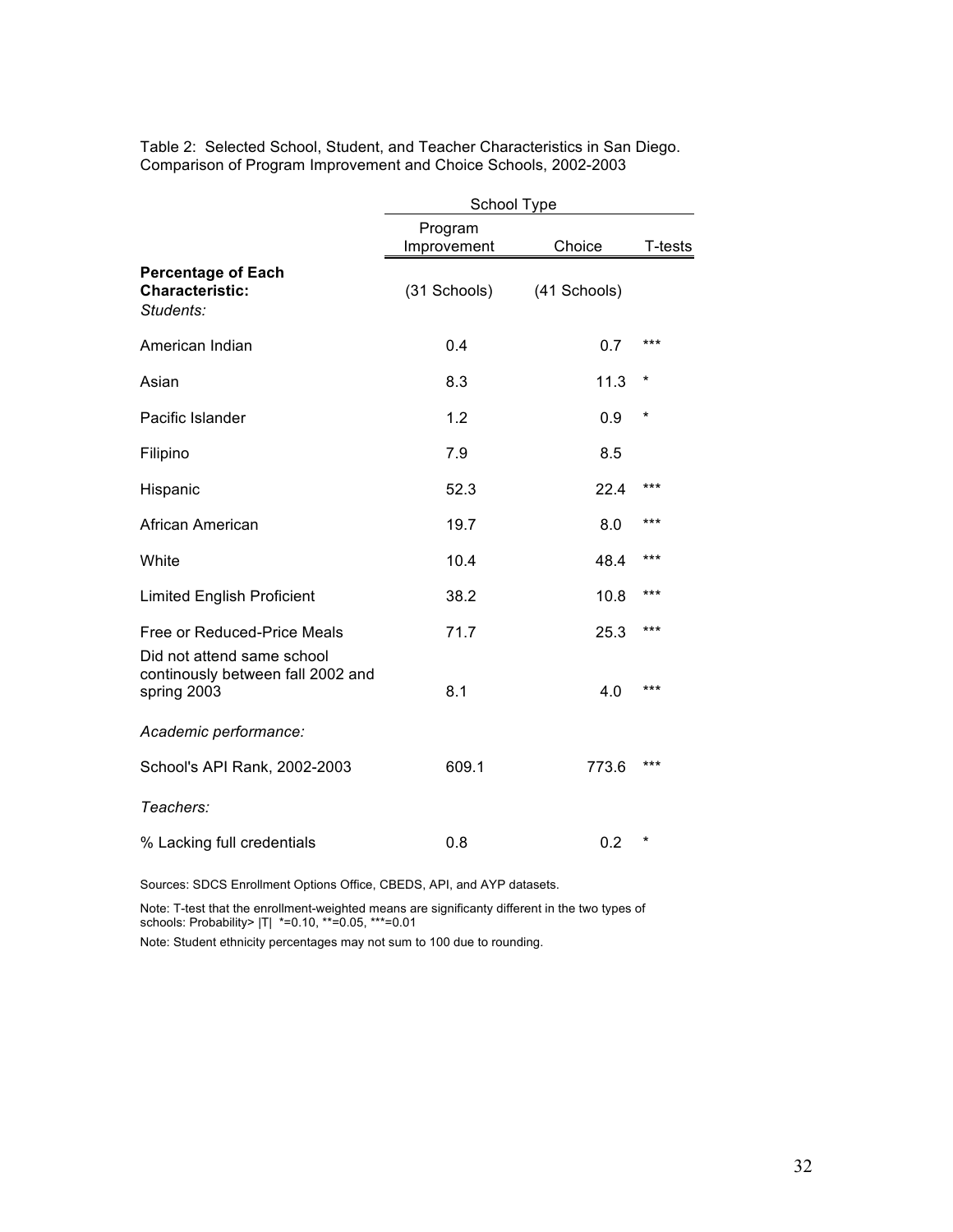Table 2: Selected School, Student, and Teacher Characteristics in San Diego. Comparison of Program Improvement and Choice Schools, 2002-2003

| | School Type | | |
|---|---|---|---|
| | Program Improvement | Choice | T-tests |
| **Percentage of Each Characteristic:** | (31 Schools) | (41 Schools) | |
| *Students:* | | | |
| American Indian | 0.4 | 0.7 | *** |
| Asian | 8.3 | 11.3 | * |
| Pacific Islander | 1.2 | 0.9 | * |
| Filipino | 7.9 | 8.5 | |
| Hispanic | 52.3 | 22.4 | *** |
| African American | 19.7 | 8.0 | *** |
| White | 10.4 | 48.4 | *** |
| Limited English Proficient | 38.2 | 10.8 | *** |
| Free or Reduced-Price Meals | 71.7 | 25.3 | *** |
| Did not attend same school continously between fall 2002 and spring 2003 | 8.1 | 4.0 | *** |
| *Academic performance:* | | | |
| School's API Rank, 2002-2003 | 609.1 | 773.6 | *** |
| *Teachers:* | | | |
| % Lacking full credentials | 0.8 | 0.2 | * |

Sources: SDCS Enrollment Options Office, CBEDS, API, and AYP datasets.

Note: T-test that the enrollment-weighted means are significanty different in the two types of schools: Probability> |T| *=0.10, **=0.05, ***=0.01

Note: Student ethnicity percentages may not sum to 100 due to rounding.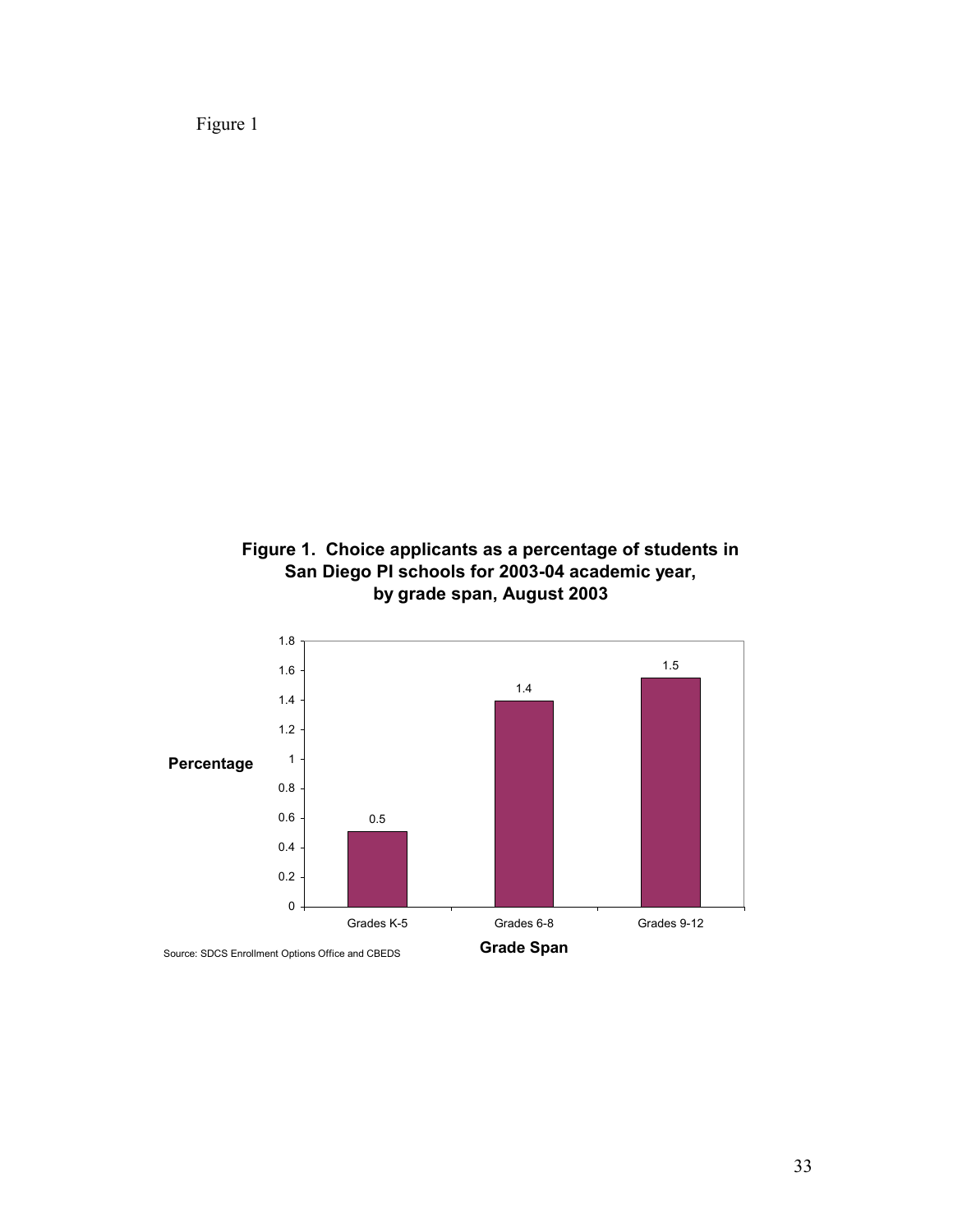Figure 1

**Figure 1. Choice applicants as a percentage of students in San Diego PI schools for 2003-04 academic year, by grade span, August 2003**

| Grade Span | Percentage |
|---|---|
| Grades K-5 | 0.5 |
| Grades 6-8 | 1.4 |
| Grades 9-12 | 1.5 |

Source: SDCS Enrollment Options Office and CBEDS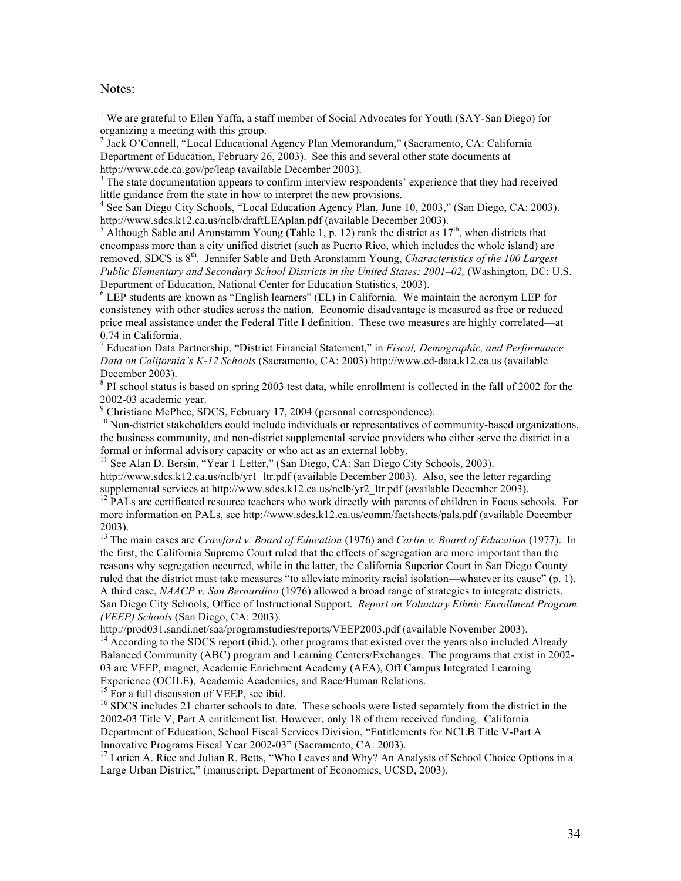Notes:

[1] We are grateful to Ellen Yaffa, a staff member of Social Advocates for Youth (SAY-San Diego) for organizing a meeting with this group.

[2] Jack O'Connell, "Local Educational Agency Plan Memorandum," (Sacramento, CA: California Department of Education, February 26, 2003). See this and several other state documents at http://www.cde.ca.gov/pr/leap (available December 2003).

[3] The state documentation appears to confirm interview respondents' experience that they had received little guidance from the state in how to interpret the new provisions.

[4] See San Diego City Schools, "Local Education Agency Plan, June 10, 2003," (San Diego, CA: 2003). http://www.sdcs.k12.ca.us/nclb/draftLEAplan.pdf (available December 2003).

[5] Although Sable and Aronstamm Young (Table 1, p. 12) rank the district as 17th, when districts that encompass more than a city unified district (such as Puerto Rico, which includes the whole island) are removed, SDCS is 8th. Jennifer Sable and Beth Aronstamm Young, *Characteristics of the 100 Largest Public Elementary and Secondary School Districts in the United States: 2001–02,* (Washington, DC: U.S. Department of Education, National Center for Education Statistics, 2003).

[6] LEP students are known as "English learners" (EL) in California. We maintain the acronym LEP for consistency with other studies across the nation. Economic disadvantage is measured as free or reduced price meal assistance under the Federal Title I definition. These two measures are highly correlated—at 0.74 in California.

[7] Education Data Partnership, "District Financial Statement," in *Fiscal, Demographic, and Performance Data on California's K-12 Schools* (Sacramento, CA: 2003) http://www.ed-data.k12.ca.us (available December 2003).

[8] PI school status is based on spring 2003 test data, while enrollment is collected in the fall of 2002 for the 2002-03 academic year.

[9] Christiane McPhee, SDCS, February 17, 2004 (personal correspondence).

[10] Non-district stakeholders could include individuals or representatives of community-based organizations, the business community, and non-district supplemental service providers who either serve the district in a formal or informal advisory capacity or who act as an external lobby.

[11] See Alan D. Bersin, "Year 1 Letter," (San Diego, CA: San Diego City Schools, 2003). http://www.sdcs.k12.ca.us/nclb/yr1_ltr.pdf (available December 2003). Also, see the letter regarding supplemental services at http://www.sdcs.k12.ca.us/nclb/yr2_ltr.pdf (available December 2003).

[12] PALs are certificated resource teachers who work directly with parents of children in Focus schools. For more information on PALs, see http://www.sdcs.k12.ca.us/comm/factsheets/pals.pdf (available December 2003).

[13] The main cases are *Crawford v. Board of Education* (1976) and *Carlin v. Board of Education* (1977). In the first, the California Supreme Court ruled that the effects of segregation are more important than the reasons why segregation occurred, while in the latter, the California Superior Court in San Diego County ruled that the district must take measures "to alleviate minority racial isolation—whatever its cause" (p. 1). A third case, *NAACP v. San Bernardino* (1976) allowed a broad range of strategies to integrate districts. San Diego City Schools, Office of Instructional Support. *Report on Voluntary Ethnic Enrollment Program (VEEP) Schools* (San Diego, CA: 2003). http://prod031.sandi.net/saa/programstudies/reports/VEEP2003.pdf (available November 2003).

[14] According to the SDCS report (ibid.), other programs that existed over the years also included Already Balanced Community (ABC) program and Learning Centers/Exchanges. The programs that exist in 2002-03 are VEEP, magnet, Academic Enrichment Academy (AEA), Off Campus Integrated Learning Experience (OCILE), Academic Academies, and Race/Human Relations.

[15] For a full discussion of VEEP, see ibid.

[16] SDCS includes 21 charter schools to date. These schools were listed separately from the district in the 2002-03 Title V, Part A entitlement list. However, only 18 of them received funding. California Department of Education, School Fiscal Services Division, "Entitlements for NCLB Title V-Part A Innovative Programs Fiscal Year 2002-03" (Sacramento, CA: 2003).

[17] Lorien A. Rice and Julian R. Betts, "Who Leaves and Why? An Analysis of School Choice Options in a Large Urban District," (manuscript, Department of Economics, UCSD, 2003).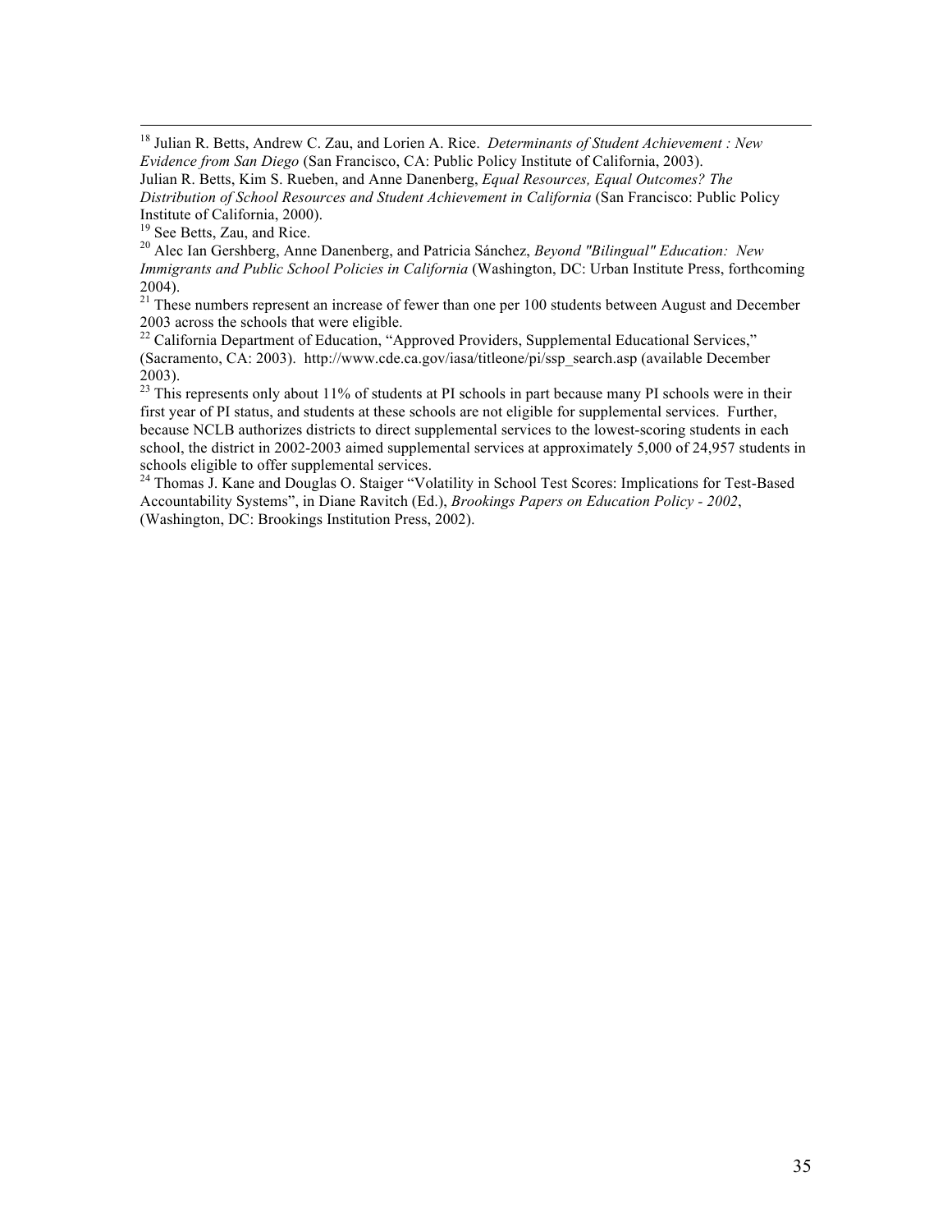[18] Julian R. Betts, Andrew C. Zau, and Lorien A. Rice. *Determinants of Student Achievement : New Evidence from San Diego* (San Francisco, CA: Public Policy Institute of California, 2003).
Julian R. Betts, Kim S. Rueben, and Anne Danenberg, *Equal Resources, Equal Outcomes? The Distribution of School Resources and Student Achievement in California* (San Francisco: Public Policy Institute of California, 2000).

[19] See Betts, Zau, and Rice.

[20] Alec Ian Gershberg, Anne Danenberg, and Patricia Sánchez, *Beyond "Bilingual" Education: New Immigrants and Public School Policies in California* (Washington, DC: Urban Institute Press, forthcoming 2004).

[21] These numbers represent an increase of fewer than one per 100 students between August and December 2003 across the schools that were eligible.

[22] California Department of Education, "Approved Providers, Supplemental Educational Services," (Sacramento, CA: 2003). http://www.cde.ca.gov/iasa/titleone/pi/ssp_search.asp (available December 2003).

[23] This represents only about 11% of students at PI schools in part because many PI schools were in their first year of PI status, and students at these schools are not eligible for supplemental services. Further, because NCLB authorizes districts to direct supplemental services to the lowest-scoring students in each school, the district in 2002-2003 aimed supplemental services at approximately 5,000 of 24,957 students in schools eligible to offer supplemental services.

[24] Thomas J. Kane and Douglas O. Staiger "Volatility in School Test Scores: Implications for Test-Based Accountability Systems", in Diane Ravitch (Ed.), *Brookings Papers on Education Policy - 2002*, (Washington, DC: Brookings Institution Press, 2002).